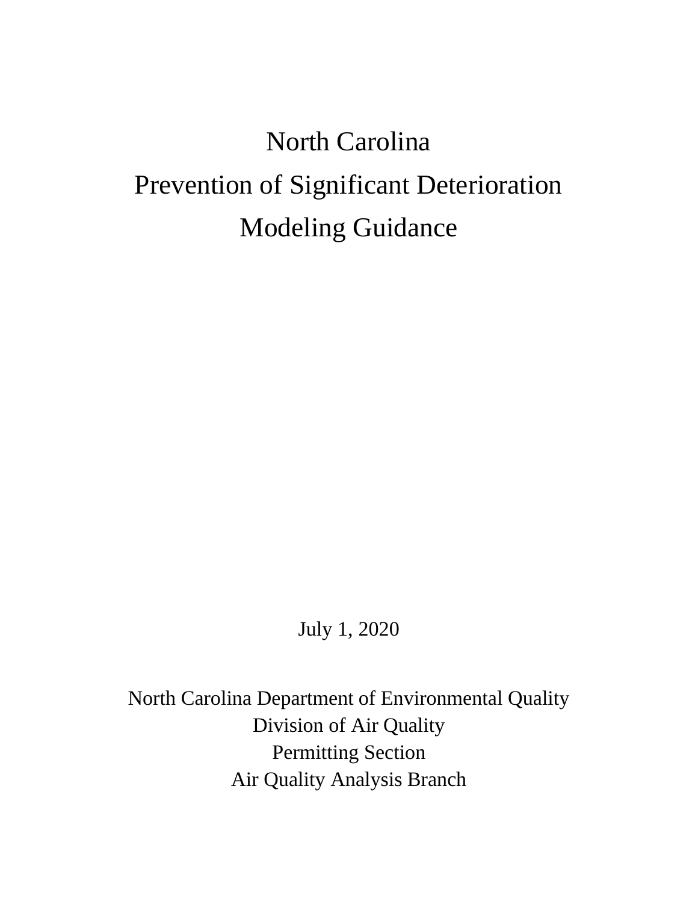# North Carolina
# Prevention of Significant Deterioration
# Modeling Guidance

July 1, 2020

North Carolina Department of Environmental Quality
Division of Air Quality
Permitting Section
Air Quality Analysis Branch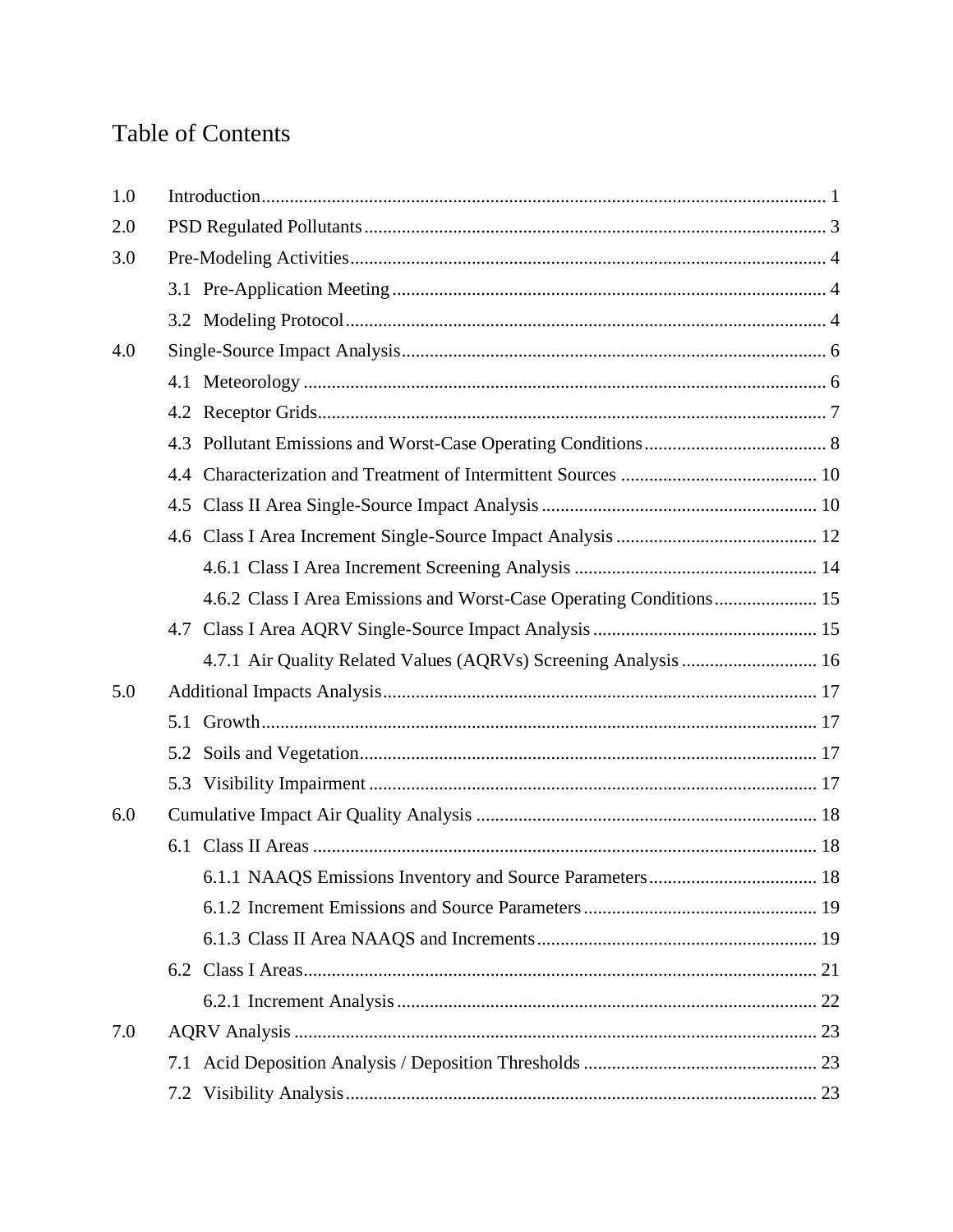# Table of Contents

| | | |
|---|---|---|
| 1.0 | Introduction | 1 |
| 2.0 | PSD Regulated Pollutants | 3 |
| 3.0 | Pre-Modeling Activities | 4 |
| | 3.1 Pre-Application Meeting | 4 |
| | 3.2 Modeling Protocol | 4 |
| 4.0 | Single-Source Impact Analysis | 6 |
| | 4.1 Meteorology | 6 |
| | 4.2 Receptor Grids | 7 |
| | 4.3 Pollutant Emissions and Worst-Case Operating Conditions | 8 |
| | 4.4 Characterization and Treatment of Intermittent Sources | 10 |
| | 4.5 Class II Area Single-Source Impact Analysis | 10 |
| | 4.6 Class I Area Increment Single-Source Impact Analysis | 12 |
| | 4.6.1 Class I Area Increment Screening Analysis | 14 |
| | 4.6.2 Class I Area Emissions and Worst-Case Operating Conditions | 15 |
| | 4.7 Class I Area AQRV Single-Source Impact Analysis | 15 |
| | 4.7.1 Air Quality Related Values (AQRVs) Screening Analysis | 16 |
| 5.0 | Additional Impacts Analysis | 17 |
| | 5.1 Growth | 17 |
| | 5.2 Soils and Vegetation | 17 |
| | 5.3 Visibility Impairment | 17 |
| 6.0 | Cumulative Impact Air Quality Analysis | 18 |
| | 6.1 Class II Areas | 18 |
| | 6.1.1 NAAQS Emissions Inventory and Source Parameters | 18 |
| | 6.1.2 Increment Emissions and Source Parameters | 19 |
| | 6.1.3 Class II Area NAAQS and Increments | 19 |
| | 6.2 Class I Areas | 21 |
| | 6.2.1 Increment Analysis | 22 |
| 7.0 | AQRV Analysis | 23 |
| | 7.1 Acid Deposition Analysis / Deposition Thresholds | 23 |
| | 7.2 Visibility Analysis | 23 |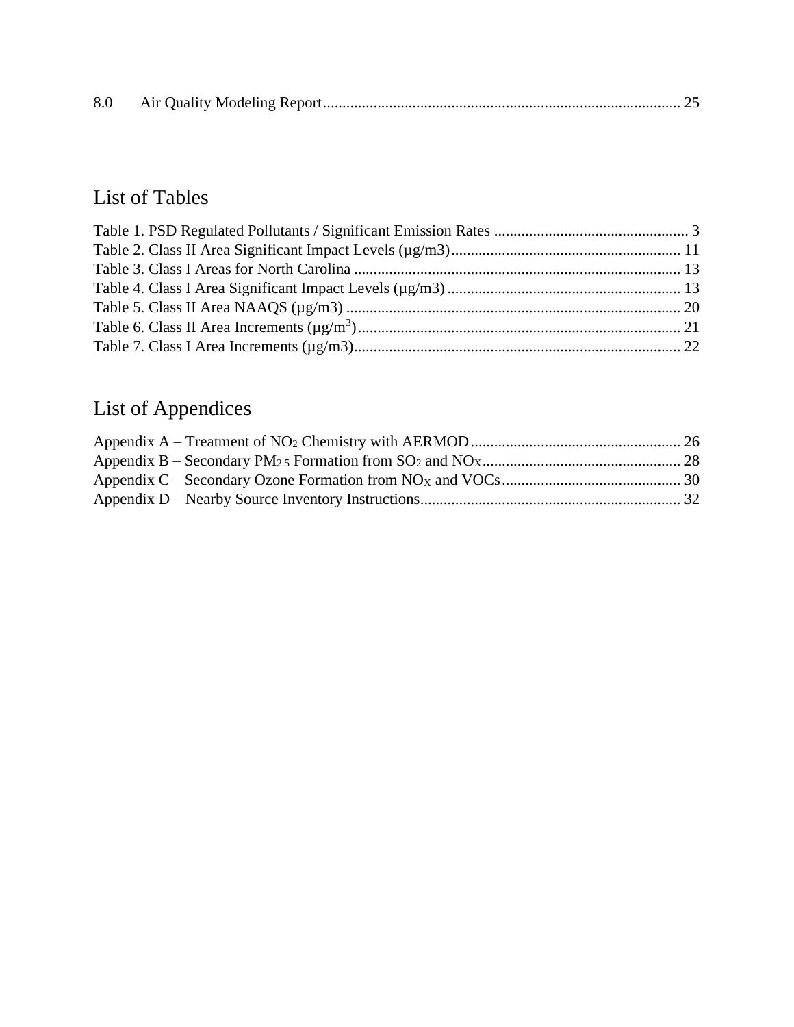8.0 Air Quality Modeling Report........................................................................................ 25

## List of Tables

Table 1. PSD Regulated Pollutants / Significant Emission Rates .................................................. 3
Table 2. Class II Area Significant Impact Levels (µg/m3)........................................................... 11
Table 3. Class I Areas for North Carolina .................................................................................... 13
Table 4. Class I Area Significant Impact Levels (µg/m3) ............................................................ 13
Table 5. Class II Area NAAQS (µg/m3) ...................................................................................... 20
Table 6. Class II Area Increments (µg/$m^3$)................................................................................... 21
Table 7. Class I Area Increments (µg/m3).................................................................................... 22

## List of Appendices

Appendix A – Treatment of $NO_2$ Chemistry with AERMOD...................................................... 26
Appendix B – Secondary $PM_{2.5}$ Formation from $SO_2$ and $NO_X$................................................... 28
Appendix C – Secondary Ozone Formation from $NO_X$ and VOCs.............................................. 30
Appendix D – Nearby Source Inventory Instructions................................................................... 32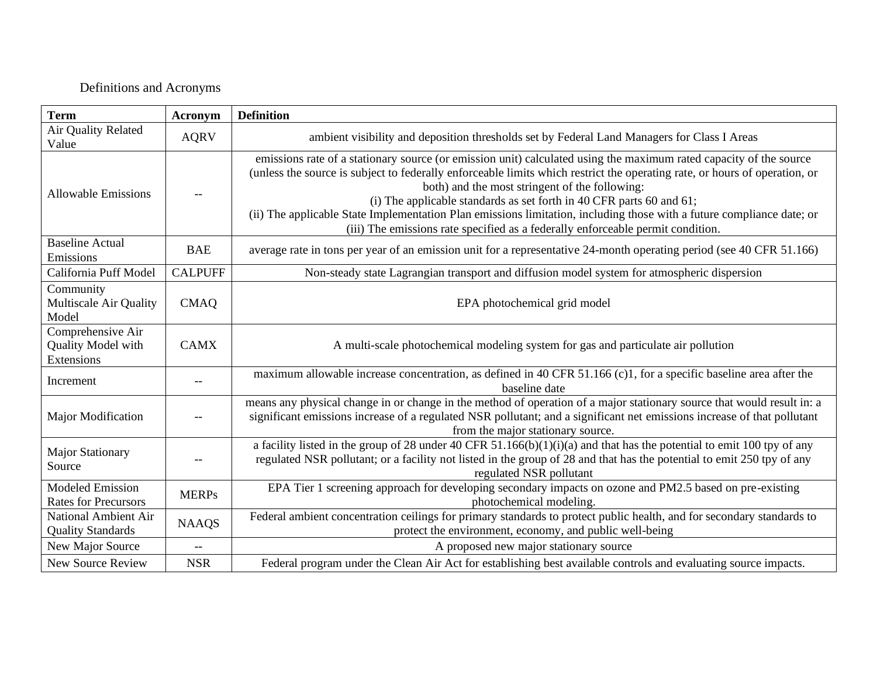Definitions and Acronyms

| Term | Acronym | Definition |
|---|---|---|
| Air Quality Related Value | AQRV | ambient visibility and deposition thresholds set by Federal Land Managers for Class I Areas |
| Allowable Emissions | -- | emissions rate of a stationary source (or emission unit) calculated using the maximum rated capacity of the source (unless the source is subject to federally enforceable limits which restrict the operating rate, or hours of operation, or both) and the most stringent of the following:<br>(i) The applicable standards as set forth in 40 CFR parts 60 and 61;<br>(ii) The applicable State Implementation Plan emissions limitation, including those with a future compliance date; or<br>(iii) The emissions rate specified as a federally enforceable permit condition. |
| Baseline Actual Emissions | BAE | average rate in tons per year of an emission unit for a representative 24-month operating period (see 40 CFR 51.166) |
| California Puff Model | CALPUFF | Non-steady state Lagrangian transport and diffusion model system for atmospheric dispersion |
| Community Multiscale Air Quality Model | CMAQ | EPA photochemical grid model |
| Comprehensive Air Quality Model with Extensions | CAMX | A multi-scale photochemical modeling system for gas and particulate air pollution |
| Increment | -- | maximum allowable increase concentration, as defined in 40 CFR 51.166 (c)1, for a specific baseline area after the baseline date |
| Major Modification | -- | means any physical change in or change in the method of operation of a major stationary source that would result in: a significant emissions increase of a regulated NSR pollutant; and a significant net emissions increase of that pollutant from the major stationary source. |
| Major Stationary Source | -- | a facility listed in the group of 28 under 40 CFR 51.166(b)(1)(i)(a) and that has the potential to emit 100 tpy of any regulated NSR pollutant; or a facility not listed in the group of 28 and that has the potential to emit 250 tpy of any regulated NSR pollutant |
| Modeled Emission Rates for Precursors | MERPs | EPA Tier 1 screening approach for developing secondary impacts on ozone and PM2.5 based on pre-existing photochemical modeling. |
| National Ambient Air Quality Standards | NAAQS | Federal ambient concentration ceilings for primary standards to protect public health, and for secondary standards to protect the environment, economy, and public well-being |
| New Major Source | -- | A proposed new major stationary source |
| New Source Review | NSR | Federal program under the Clean Air Act for establishing best available controls and evaluating source impacts. |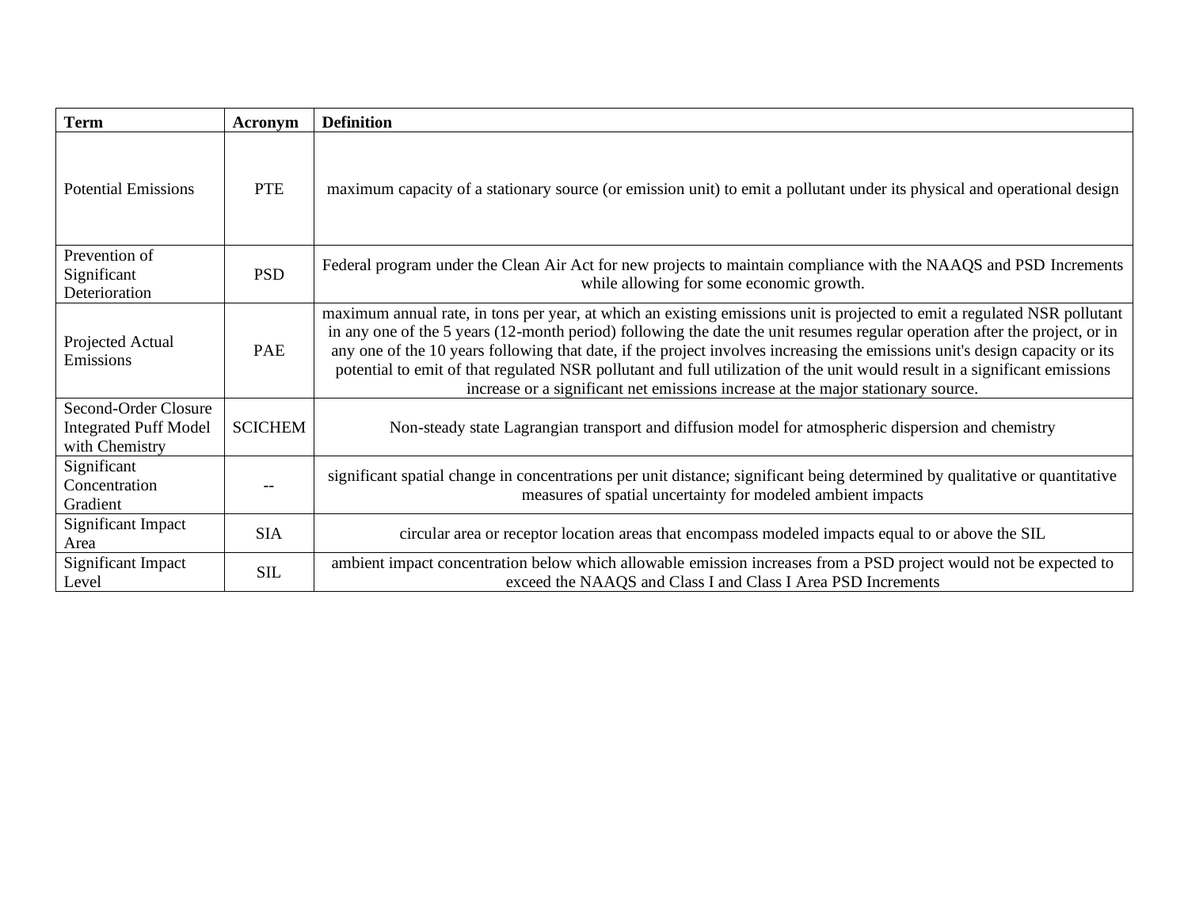| Term | Acronym | Definition |
|---|---|---|
| Potential Emissions | PTE | maximum capacity of a stationary source (or emission unit) to emit a pollutant under its physical and operational design |
| Prevention of Significant Deterioration | PSD | Federal program under the Clean Air Act for new projects to maintain compliance with the NAAQS and PSD Increments while allowing for some economic growth. |
| Projected Actual Emissions | PAE | maximum annual rate, in tons per year, at which an existing emissions unit is projected to emit a regulated NSR pollutant in any one of the 5 years (12-month period) following the date the unit resumes regular operation after the project, or in any one of the 10 years following that date, if the project involves increasing the emissions unit's design capacity or its potential to emit of that regulated NSR pollutant and full utilization of the unit would result in a significant emissions increase or a significant net emissions increase at the major stationary source. |
| Second-Order Closure Integrated Puff Model with Chemistry | SCICHEM | Non-steady state Lagrangian transport and diffusion model for atmospheric dispersion and chemistry |
| Significant Concentration Gradient | -- | significant spatial change in concentrations per unit distance; significant being determined by qualitative or quantitative measures of spatial uncertainty for modeled ambient impacts |
| Significant Impact Area | SIA | circular area or receptor location areas that encompass modeled impacts equal to or above the SIL |
| Significant Impact Level | SIL | ambient impact concentration below which allowable emission increases from a PSD project would not be expected to exceed the NAAQS and Class I and Class I Area PSD Increments |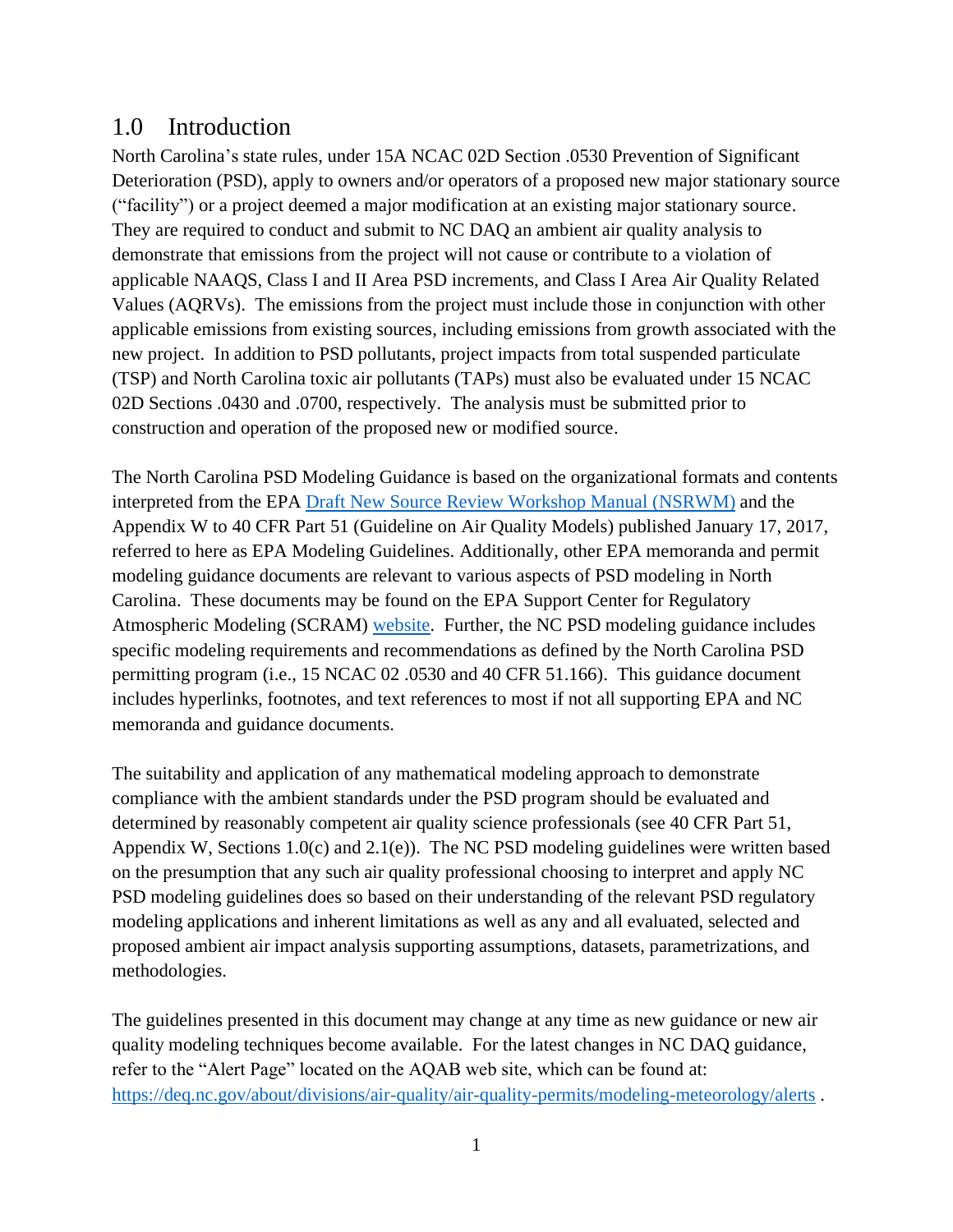## 1.0 Introduction

North Carolina's state rules, under 15A NCAC 02D Section .0530 Prevention of Significant Deterioration (PSD), apply to owners and/or operators of a proposed new major stationary source ("facility") or a project deemed a major modification at an existing major stationary source. They are required to conduct and submit to NC DAQ an ambient air quality analysis to demonstrate that emissions from the project will not cause or contribute to a violation of applicable NAAQS, Class I and II Area PSD increments, and Class I Area Air Quality Related Values (AQRVs). The emissions from the project must include those in conjunction with other applicable emissions from existing sources, including emissions from growth associated with the new project. In addition to PSD pollutants, project impacts from total suspended particulate (TSP) and North Carolina toxic air pollutants (TAPs) must also be evaluated under 15 NCAC 02D Sections .0430 and .0700, respectively. The analysis must be submitted prior to construction and operation of the proposed new or modified source.

The North Carolina PSD Modeling Guidance is based on the organizational formats and contents interpreted from the EPA Draft New Source Review Workshop Manual (NSRWM) and the Appendix W to 40 CFR Part 51 (Guideline on Air Quality Models) published January 17, 2017, referred to here as EPA Modeling Guidelines. Additionally, other EPA memoranda and permit modeling guidance documents are relevant to various aspects of PSD modeling in North Carolina. These documents may be found on the EPA Support Center for Regulatory Atmospheric Modeling (SCRAM) website. Further, the NC PSD modeling guidance includes specific modeling requirements and recommendations as defined by the North Carolina PSD permitting program (i.e., 15 NCAC 02 .0530 and 40 CFR 51.166). This guidance document includes hyperlinks, footnotes, and text references to most if not all supporting EPA and NC memoranda and guidance documents.

The suitability and application of any mathematical modeling approach to demonstrate compliance with the ambient standards under the PSD program should be evaluated and determined by reasonably competent air quality science professionals (see 40 CFR Part 51, Appendix W, Sections 1.0(c) and 2.1(e)). The NC PSD modeling guidelines were written based on the presumption that any such air quality professional choosing to interpret and apply NC PSD modeling guidelines does so based on their understanding of the relevant PSD regulatory modeling applications and inherent limitations as well as any and all evaluated, selected and proposed ambient air impact analysis supporting assumptions, datasets, parametrizations, and methodologies.

The guidelines presented in this document may change at any time as new guidance or new air quality modeling techniques become available. For the latest changes in NC DAQ guidance, refer to the "Alert Page" located on the AQAB web site, which can be found at: https://deq.nc.gov/about/divisions/air-quality/air-quality-permits/modeling-meteorology/alerts .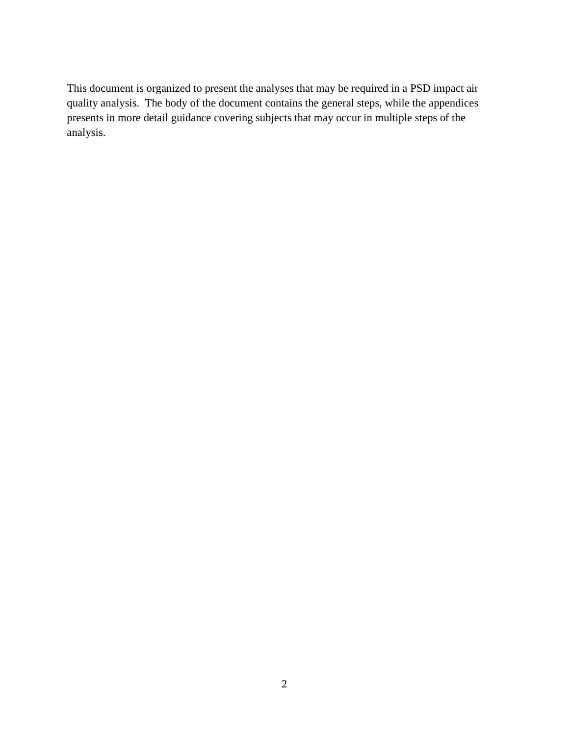This document is organized to present the analyses that may be required in a PSD impact air quality analysis. The body of the document contains the general steps, while the appendices presents in more detail guidance covering subjects that may occur in multiple steps of the analysis.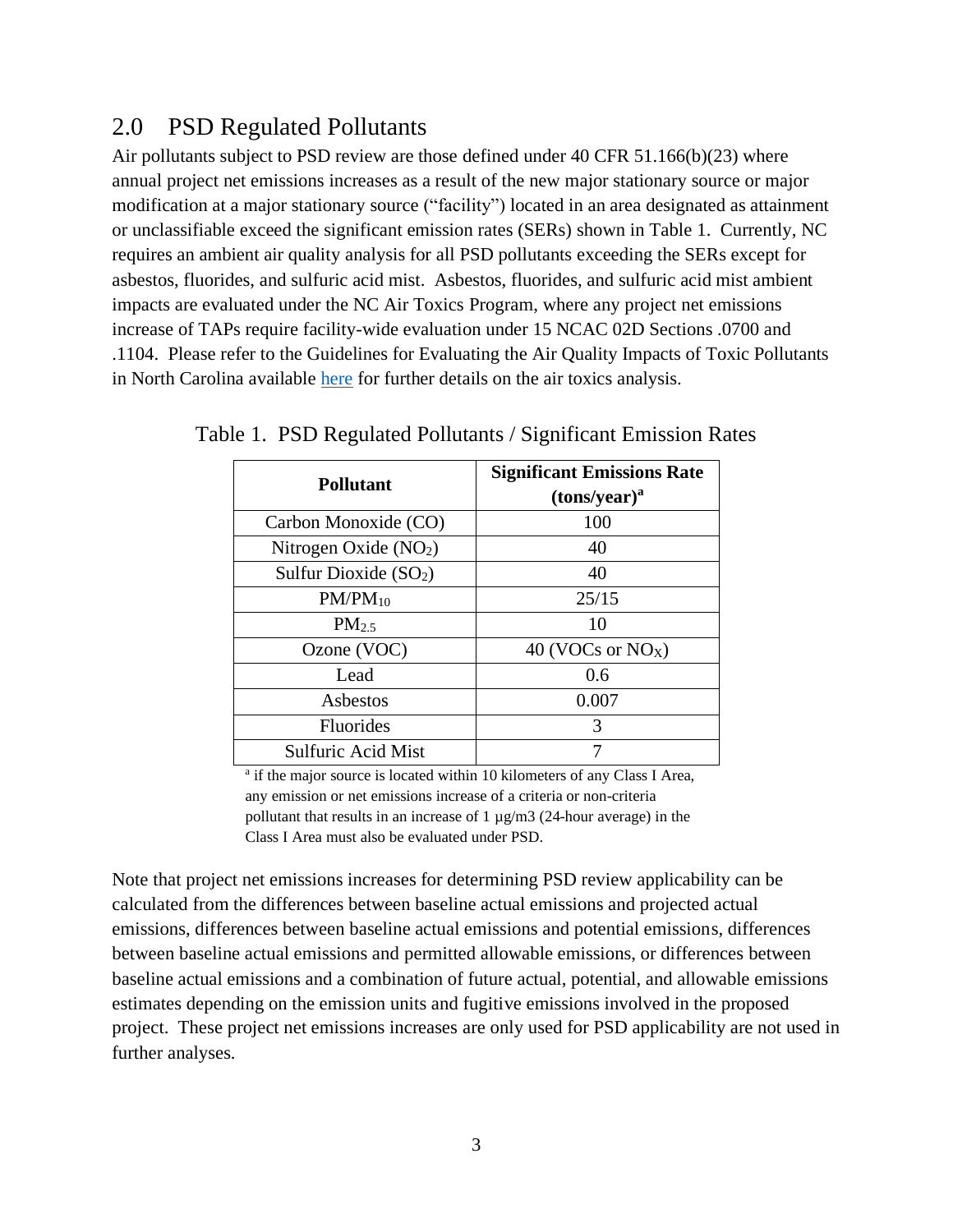## 2.0 PSD Regulated Pollutants

Air pollutants subject to PSD review are those defined under 40 CFR 51.166(b)(23) where annual project net emissions increases as a result of the new major stationary source or major modification at a major stationary source ("facility") located in an area designated as attainment or unclassifiable exceed the significant emission rates (SERs) shown in Table 1. Currently, NC requires an ambient air quality analysis for all PSD pollutants exceeding the SERs except for asbestos, fluorides, and sulfuric acid mist. Asbestos, fluorides, and sulfuric acid mist ambient impacts are evaluated under the NC Air Toxics Program, where any project net emissions increase of TAPs require facility-wide evaluation under 15 NCAC 02D Sections .0700 and .1104. Please refer to the Guidelines for Evaluating the Air Quality Impacts of Toxic Pollutants in North Carolina available [here](#) for further details on the air toxics analysis.

Table 1. PSD Regulated Pollutants / Significant Emission Rates

| Pollutant | Significant Emissions Rate (tons/year)[a] |
|---|---|
| Carbon Monoxide (CO) | 100 |
| Nitrogen Oxide ($NO_2$) | 40 |
| Sulfur Dioxide ($SO_2$) | 40 |
| $PM/PM_{10}$ | 25/15 |
| $PM_{2.5}$ | 10 |
| Ozone (VOC) | 40 (VOCs or $NO_X$) |
| Lead | 0.6 |
| Asbestos | 0.007 |
| Fluorides | 3 |
| Sulfuric Acid Mist | 7 |

[a] if the major source is located within 10 kilometers of any Class I Area, any emission or net emissions increase of a criteria or non-criteria pollutant that results in an increase of 1 µg/m3 (24-hour average) in the Class I Area must also be evaluated under PSD.

Note that project net emissions increases for determining PSD review applicability can be calculated from the differences between baseline actual emissions and projected actual emissions, differences between baseline actual emissions and potential emissions, differences between baseline actual emissions and permitted allowable emissions, or differences between baseline actual emissions and a combination of future actual, potential, and allowable emissions estimates depending on the emission units and fugitive emissions involved in the proposed project. These project net emissions increases are only used for PSD applicability are not used in further analyses.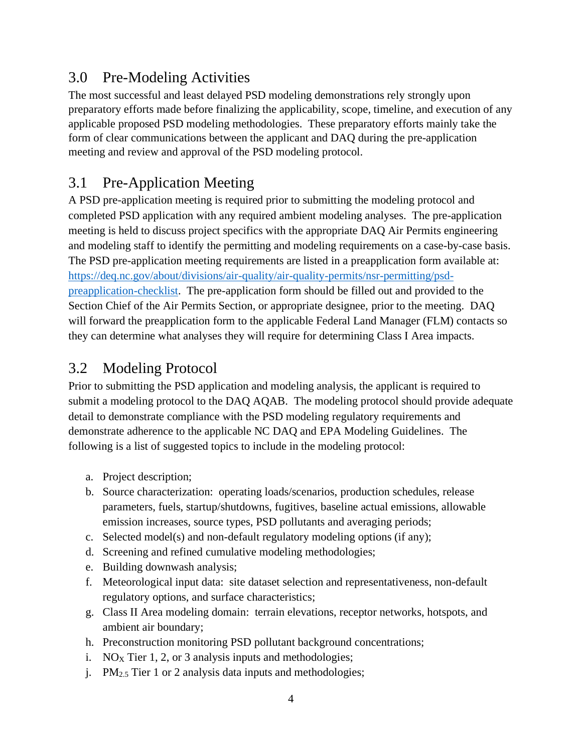## 3.0 Pre-Modeling Activities

The most successful and least delayed PSD modeling demonstrations rely strongly upon preparatory efforts made before finalizing the applicability, scope, timeline, and execution of any applicable proposed PSD modeling methodologies. These preparatory efforts mainly take the form of clear communications between the applicant and DAQ during the pre-application meeting and review and approval of the PSD modeling protocol.

## 3.1 Pre-Application Meeting

A PSD pre-application meeting is required prior to submitting the modeling protocol and completed PSD application with any required ambient modeling analyses. The pre-application meeting is held to discuss project specifics with the appropriate DAQ Air Permits engineering and modeling staff to identify the permitting and modeling requirements on a case-by-case basis. The PSD pre-application meeting requirements are listed in a preapplication form available at: [https://deq.nc.gov/about/divisions/air-quality/air-quality-permits/nsr-permitting/psd-preapplication-checklist](https://deq.nc.gov/about/divisions/air-quality/air-quality-permits/nsr-permitting/psd-preapplication-checklist). The pre-application form should be filled out and provided to the Section Chief of the Air Permits Section, or appropriate designee, prior to the meeting. DAQ will forward the preapplication form to the applicable Federal Land Manager (FLM) contacts so they can determine what analyses they will require for determining Class I Area impacts.

## 3.2 Modeling Protocol

Prior to submitting the PSD application and modeling analysis, the applicant is required to submit a modeling protocol to the DAQ AQAB. The modeling protocol should provide adequate detail to demonstrate compliance with the PSD modeling regulatory requirements and demonstrate adherence to the applicable NC DAQ and EPA Modeling Guidelines. The following is a list of suggested topics to include in the modeling protocol:

a. Project description;
b. Source characterization: operating loads/scenarios, production schedules, release parameters, fuels, startup/shutdowns, fugitives, baseline actual emissions, allowable emission increases, source types, PSD pollutants and averaging periods;
c. Selected model(s) and non-default regulatory modeling options (if any);
d. Screening and refined cumulative modeling methodologies;
e. Building downwash analysis;
f. Meteorological input data: site dataset selection and representativeness, non-default regulatory options, and surface characteristics;
g. Class II Area modeling domain: terrain elevations, receptor networks, hotspots, and ambient air boundary;
h. Preconstruction monitoring PSD pollutant background concentrations;
i. $NO_X$ Tier 1, 2, or 3 analysis inputs and methodologies;
j. $PM_{2.5}$ Tier 1 or 2 analysis data inputs and methodologies;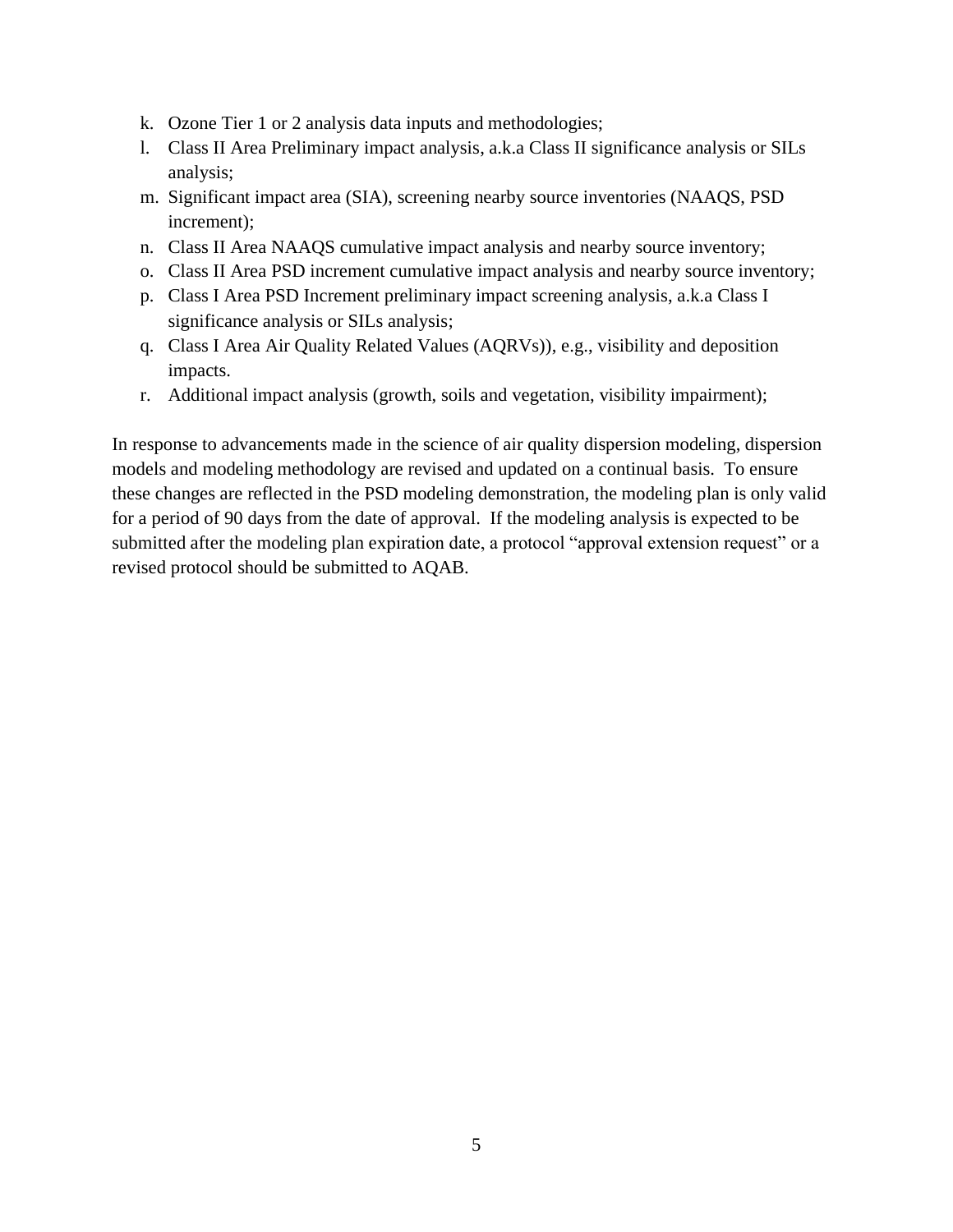k. Ozone Tier 1 or 2 analysis data inputs and methodologies;
l. Class II Area Preliminary impact analysis, a.k.a Class II significance analysis or SILs analysis;
m. Significant impact area (SIA), screening nearby source inventories (NAAQS, PSD increment);
n. Class II Area NAAQS cumulative impact analysis and nearby source inventory;
o. Class II Area PSD increment cumulative impact analysis and nearby source inventory;
p. Class I Area PSD Increment preliminary impact screening analysis, a.k.a Class I significance analysis or SILs analysis;
q. Class I Area Air Quality Related Values (AQRVs)), e.g., visibility and deposition impacts.
r. Additional impact analysis (growth, soils and vegetation, visibility impairment);

In response to advancements made in the science of air quality dispersion modeling, dispersion models and modeling methodology are revised and updated on a continual basis. To ensure these changes are reflected in the PSD modeling demonstration, the modeling plan is only valid for a period of 90 days from the date of approval. If the modeling analysis is expected to be submitted after the modeling plan expiration date, a protocol "approval extension request" or a revised protocol should be submitted to AQAB.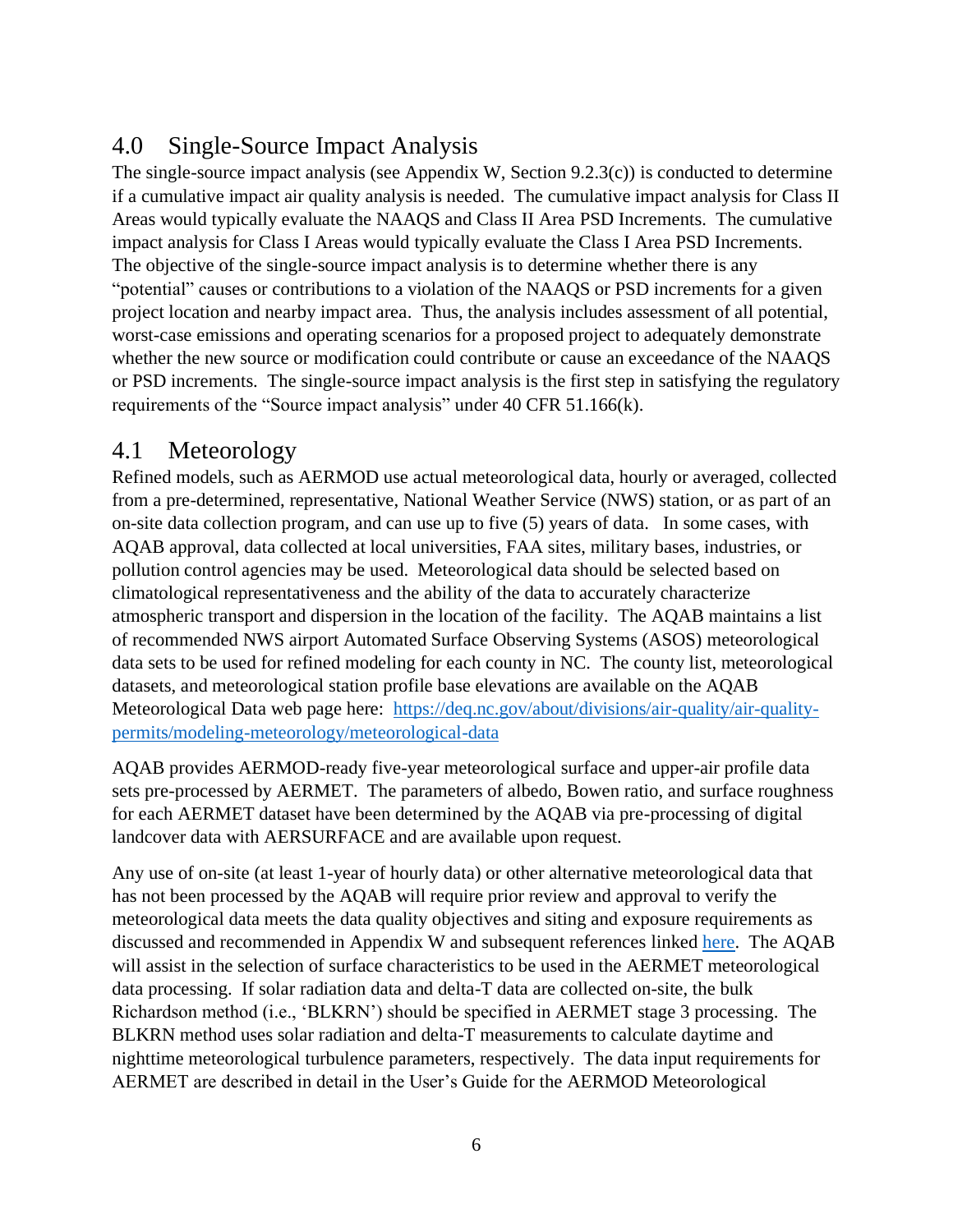## 4.0 Single-Source Impact Analysis

The single-source impact analysis (see Appendix W, Section 9.2.3(c)) is conducted to determine if a cumulative impact air quality analysis is needed. The cumulative impact analysis for Class II Areas would typically evaluate the NAAQS and Class II Area PSD Increments. The cumulative impact analysis for Class I Areas would typically evaluate the Class I Area PSD Increments. The objective of the single-source impact analysis is to determine whether there is any "potential" causes or contributions to a violation of the NAAQS or PSD increments for a given project location and nearby impact area. Thus, the analysis includes assessment of all potential, worst-case emissions and operating scenarios for a proposed project to adequately demonstrate whether the new source or modification could contribute or cause an exceedance of the NAAQS or PSD increments. The single-source impact analysis is the first step in satisfying the regulatory requirements of the "Source impact analysis" under 40 CFR 51.166(k).

## 4.1 Meteorology

Refined models, such as AERMOD use actual meteorological data, hourly or averaged, collected from a pre-determined, representative, National Weather Service (NWS) station, or as part of an on-site data collection program, and can use up to five (5) years of data. In some cases, with AQAB approval, data collected at local universities, FAA sites, military bases, industries, or pollution control agencies may be used. Meteorological data should be selected based on climatological representativeness and the ability of the data to accurately characterize atmospheric transport and dispersion in the location of the facility. The AQAB maintains a list of recommended NWS airport Automated Surface Observing Systems (ASOS) meteorological data sets to be used for refined modeling for each county in NC. The county list, meteorological datasets, and meteorological station profile base elevations are available on the AQAB Meteorological Data web page here: [https://deq.nc.gov/about/divisions/air-quality/air-quality-permits/modeling-meteorology/meteorological-data](https://deq.nc.gov/about/divisions/air-quality/air-quality-permits/modeling-meteorology/meteorological-data)

AQAB provides AERMOD-ready five-year meteorological surface and upper-air profile data sets pre-processed by AERMET. The parameters of albedo, Bowen ratio, and surface roughness for each AERMET dataset have been determined by the AQAB via pre-processing of digital landcover data with AERSURFACE and are available upon request.

Any use of on-site (at least 1-year of hourly data) or other alternative meteorological data that has not been processed by the AQAB will require prior review and approval to verify the meteorological data meets the data quality objectives and siting and exposure requirements as discussed and recommended in Appendix W and subsequent references linked here. The AQAB will assist in the selection of surface characteristics to be used in the AERMET meteorological data processing. If solar radiation data and delta-T data are collected on-site, the bulk Richardson method (i.e., 'BLKRN') should be specified in AERMET stage 3 processing. The BLKRN method uses solar radiation and delta-T measurements to calculate daytime and nighttime meteorological turbulence parameters, respectively. The data input requirements for AERMET are described in detail in the User's Guide for the AERMOD Meteorological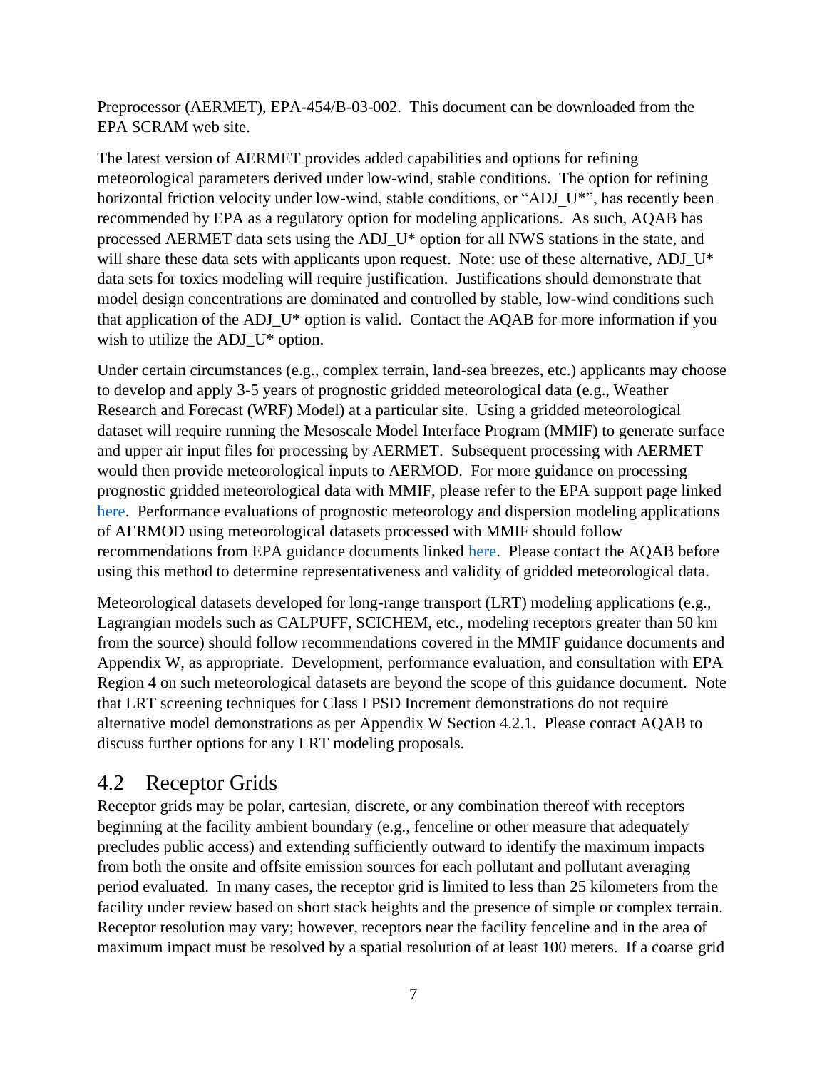Preprocessor (AERMET), EPA-454/B-03-002. This document can be downloaded from the EPA SCRAM web site.

The latest version of AERMET provides added capabilities and options for refining meteorological parameters derived under low-wind, stable conditions. The option for refining horizontal friction velocity under low-wind, stable conditions, or "ADJ_U*", has recently been recommended by EPA as a regulatory option for modeling applications. As such, AQAB has processed AERMET data sets using the ADJ_U* option for all NWS stations in the state, and will share these data sets with applicants upon request. Note: use of these alternative, ADJ_U* data sets for toxics modeling will require justification. Justifications should demonstrate that model design concentrations are dominated and controlled by stable, low-wind conditions such that application of the ADJ_U* option is valid. Contact the AQAB for more information if you wish to utilize the ADJ_U* option.

Under certain circumstances (e.g., complex terrain, land-sea breezes, etc.) applicants may choose to develop and apply 3-5 years of prognostic gridded meteorological data (e.g., Weather Research and Forecast (WRF) Model) at a particular site. Using a gridded meteorological dataset will require running the Mesoscale Model Interface Program (MMIF) to generate surface and upper air input files for processing by AERMET. Subsequent processing with AERMET would then provide meteorological inputs to AERMOD. For more guidance on processing prognostic gridded meteorological data with MMIF, please refer to the EPA support page linked here. Performance evaluations of prognostic meteorology and dispersion modeling applications of AERMOD using meteorological datasets processed with MMIF should follow recommendations from EPA guidance documents linked here. Please contact the AQAB before using this method to determine representativeness and validity of gridded meteorological data.

Meteorological datasets developed for long-range transport (LRT) modeling applications (e.g., Lagrangian models such as CALPUFF, SCICHEM, etc., modeling receptors greater than 50 km from the source) should follow recommendations covered in the MMIF guidance documents and Appendix W, as appropriate. Development, performance evaluation, and consultation with EPA Region 4 on such meteorological datasets are beyond the scope of this guidance document. Note that LRT screening techniques for Class I PSD Increment demonstrations do not require alternative model demonstrations as per Appendix W Section 4.2.1. Please contact AQAB to discuss further options for any LRT modeling proposals.

## 4.2 Receptor Grids

Receptor grids may be polar, cartesian, discrete, or any combination thereof with receptors beginning at the facility ambient boundary (e.g., fenceline or other measure that adequately precludes public access) and extending sufficiently outward to identify the maximum impacts from both the onsite and offsite emission sources for each pollutant and pollutant averaging period evaluated. In many cases, the receptor grid is limited to less than 25 kilometers from the facility under review based on short stack heights and the presence of simple or complex terrain. Receptor resolution may vary; however, receptors near the facility fenceline and in the area of maximum impact must be resolved by a spatial resolution of at least 100 meters. If a coarse grid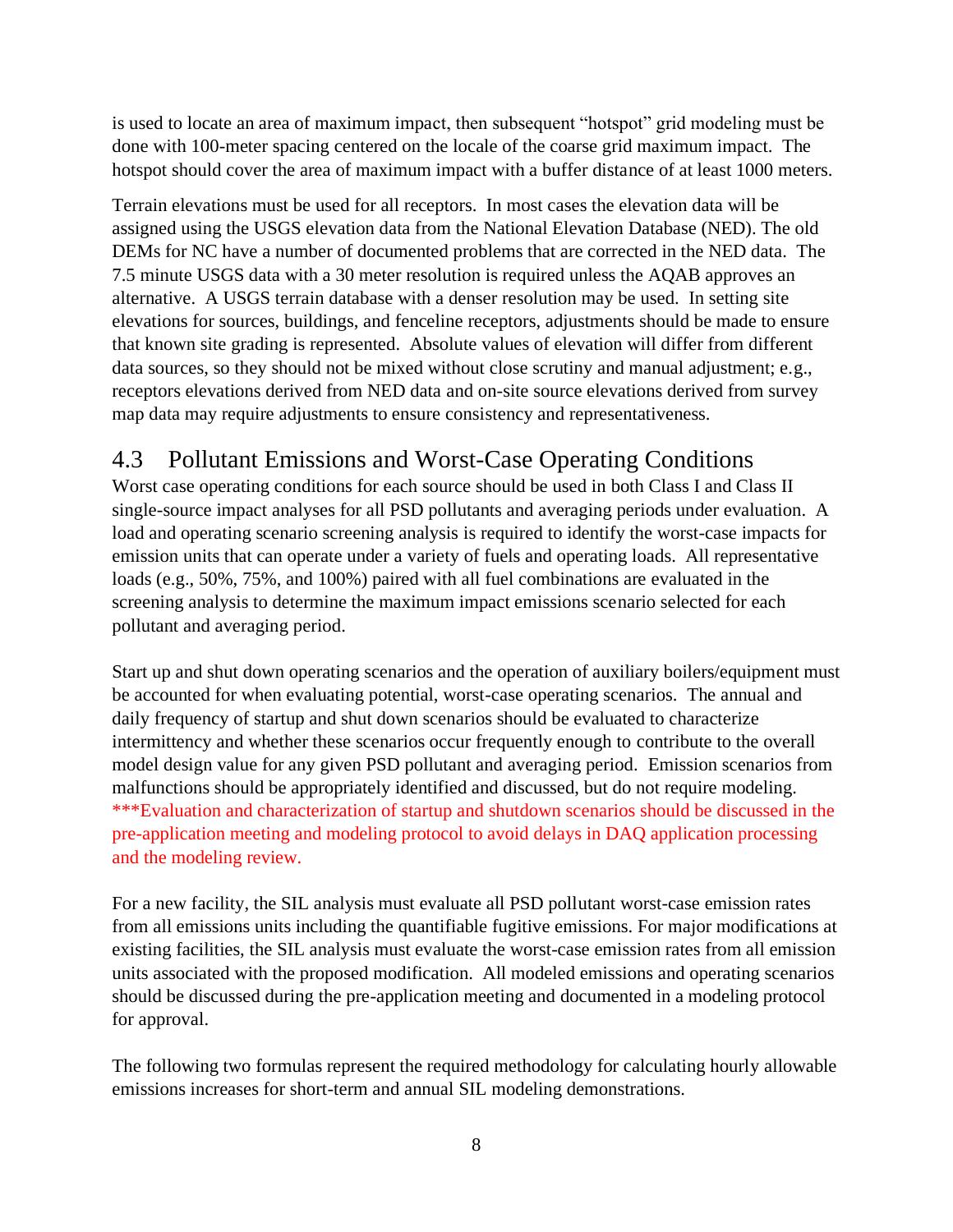is used to locate an area of maximum impact, then subsequent "hotspot" grid modeling must be done with 100-meter spacing centered on the locale of the coarse grid maximum impact. The hotspot should cover the area of maximum impact with a buffer distance of at least 1000 meters.

Terrain elevations must be used for all receptors. In most cases the elevation data will be assigned using the USGS elevation data from the National Elevation Database (NED). The old DEMs for NC have a number of documented problems that are corrected in the NED data. The 7.5 minute USGS data with a 30 meter resolution is required unless the AQAB approves an alternative. A USGS terrain database with a denser resolution may be used. In setting site elevations for sources, buildings, and fenceline receptors, adjustments should be made to ensure that known site grading is represented. Absolute values of elevation will differ from different data sources, so they should not be mixed without close scrutiny and manual adjustment; e.g., receptors elevations derived from NED data and on-site source elevations derived from survey map data may require adjustments to ensure consistency and representativeness.

## 4.3 Pollutant Emissions and Worst-Case Operating Conditions

Worst case operating conditions for each source should be used in both Class I and Class II single-source impact analyses for all PSD pollutants and averaging periods under evaluation. A load and operating scenario screening analysis is required to identify the worst-case impacts for emission units that can operate under a variety of fuels and operating loads. All representative loads (e.g., 50%, 75%, and 100%) paired with all fuel combinations are evaluated in the screening analysis to determine the maximum impact emissions scenario selected for each pollutant and averaging period.

Start up and shut down operating scenarios and the operation of auxiliary boilers/equipment must be accounted for when evaluating potential, worst-case operating scenarios. The annual and daily frequency of startup and shut down scenarios should be evaluated to characterize intermittency and whether these scenarios occur frequently enough to contribute to the overall model design value for any given PSD pollutant and averaging period. Emission scenarios from malfunctions should be appropriately identified and discussed, but do not require modeling. ***Evaluation and characterization of startup and shutdown scenarios should be discussed in the pre-application meeting and modeling protocol to avoid delays in DAQ application processing and the modeling review.

For a new facility, the SIL analysis must evaluate all PSD pollutant worst-case emission rates from all emissions units including the quantifiable fugitive emissions. For major modifications at existing facilities, the SIL analysis must evaluate the worst-case emission rates from all emission units associated with the proposed modification. All modeled emissions and operating scenarios should be discussed during the pre-application meeting and documented in a modeling protocol for approval.

The following two formulas represent the required methodology for calculating hourly allowable emissions increases for short-term and annual SIL modeling demonstrations.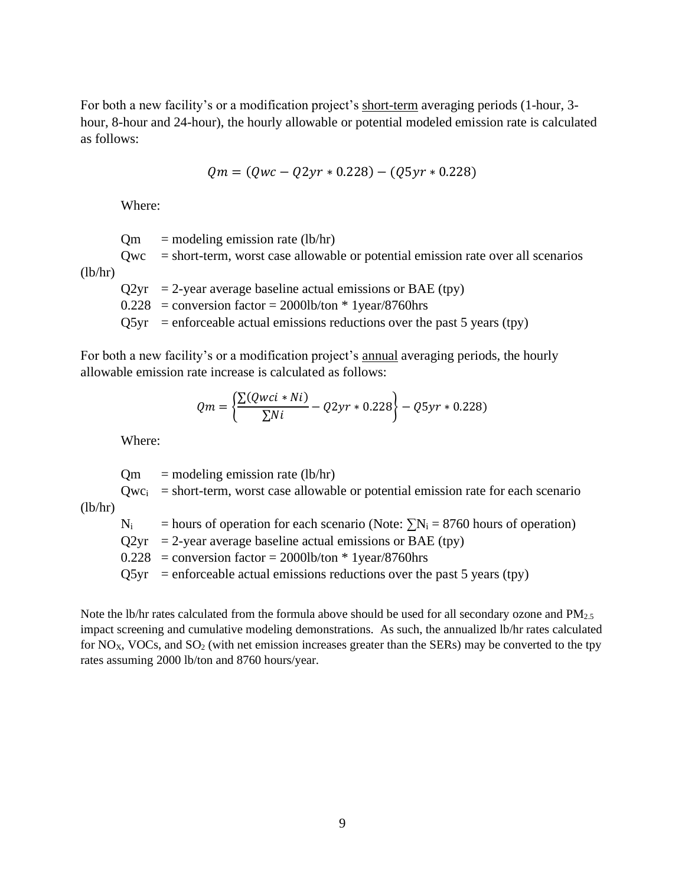For both a new facility's or a modification project's <u>short-term</u> averaging periods (1-hour, 3-hour, 8-hour and 24-hour), the hourly allowable or potential modeled emission rate is calculated as follows:

$$Qm = (Qwc - Q2yr * 0.228) - (Q5yr * 0.228)$$

Where:

$Qm$ = modeling emission rate (lb/hr)
$Qwc$ = short-term, worst case allowable or potential emission rate over all scenarios (lb/hr)
$Q2yr$ = 2-year average baseline actual emissions or BAE (tpy)
0.228 = conversion factor = 2000lb/ton * 1year/8760hrs
$Q5yr$ = enforceable actual emissions reductions over the past 5 years (tpy)

For both a new facility's or a modification project's <u>annual</u> averaging periods, the hourly allowable emission rate increase is calculated as follows:

$$Qm = \left\{\frac{\sum(Qwci * Ni)}{\sum Ni} - Q2yr * 0.228\right\} - Q5yr * 0.228)$$

Where:

$Qm$ = modeling emission rate (lb/hr)
$Qwc_i$ = short-term, worst case allowable or potential emission rate for each scenario (lb/hr)
$N_i$ = hours of operation for each scenario (Note: $\sum N_i = 8760$ hours of operation)
$Q2yr$ = 2-year average baseline actual emissions or BAE (tpy)
0.228 = conversion factor = 2000lb/ton * 1year/8760hrs
$Q5yr$ = enforceable actual emissions reductions over the past 5 years (tpy)

Note the lb/hr rates calculated from the formula above should be used for all secondary ozone and $PM_{2.5}$ impact screening and cumulative modeling demonstrations. As such, the annualized lb/hr rates calculated for $NO_X$, VOCs, and $SO_2$ (with net emission increases greater than the SERs) may be converted to the tpy rates assuming 2000 lb/ton and 8760 hours/year.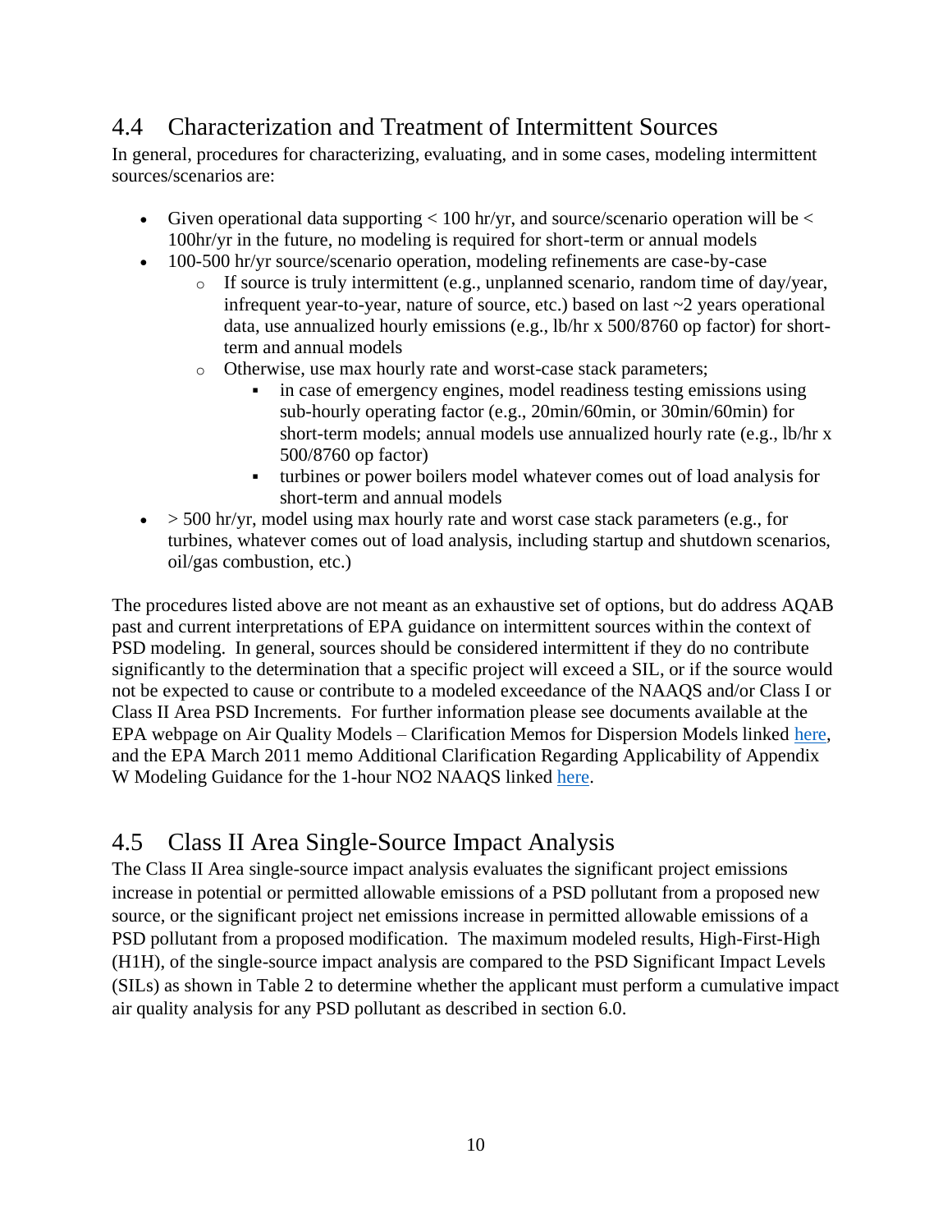## 4.4 Characterization and Treatment of Intermittent Sources

In general, procedures for characterizing, evaluating, and in some cases, modeling intermittent sources/scenarios are:

- Given operational data supporting < 100 hr/yr, and source/scenario operation will be < 100hr/yr in the future, no modeling is required for short-term or annual models
- 100-500 hr/yr source/scenario operation, modeling refinements are case-by-case
  - If source is truly intermittent (e.g., unplanned scenario, random time of day/year, infrequent year-to-year, nature of source, etc.) based on last ~2 years operational data, use annualized hourly emissions (e.g., lb/hr x 500/8760 op factor) for short-term and annual models
  - Otherwise, use max hourly rate and worst-case stack parameters;
    - in case of emergency engines, model readiness testing emissions using sub-hourly operating factor (e.g., 20min/60min, or 30min/60min) for short-term models; annual models use annualized hourly rate (e.g., lb/hr x 500/8760 op factor)
    - turbines or power boilers model whatever comes out of load analysis for short-term and annual models
- > 500 hr/yr, model using max hourly rate and worst case stack parameters (e.g., for turbines, whatever comes out of load analysis, including startup and shutdown scenarios, oil/gas combustion, etc.)

The procedures listed above are not meant as an exhaustive set of options, but do address AQAB past and current interpretations of EPA guidance on intermittent sources within the context of PSD modeling. In general, sources should be considered intermittent if they do no contribute significantly to the determination that a specific project will exceed a SIL, or if the source would not be expected to cause or contribute to a modeled exceedance of the NAAQS and/or Class I or Class II Area PSD Increments. For further information please see documents available at the EPA webpage on Air Quality Models – Clarification Memos for Dispersion Models linked here, and the EPA March 2011 memo Additional Clarification Regarding Applicability of Appendix W Modeling Guidance for the 1-hour NO2 NAAQS linked here.

## 4.5 Class II Area Single-Source Impact Analysis

The Class II Area single-source impact analysis evaluates the significant project emissions increase in potential or permitted allowable emissions of a PSD pollutant from a proposed new source, or the significant project net emissions increase in permitted allowable emissions of a PSD pollutant from a proposed modification. The maximum modeled results, High-First-High (H1H), of the single-source impact analysis are compared to the PSD Significant Impact Levels (SILs) as shown in Table 2 to determine whether the applicant must perform a cumulative impact air quality analysis for any PSD pollutant as described in section 6.0.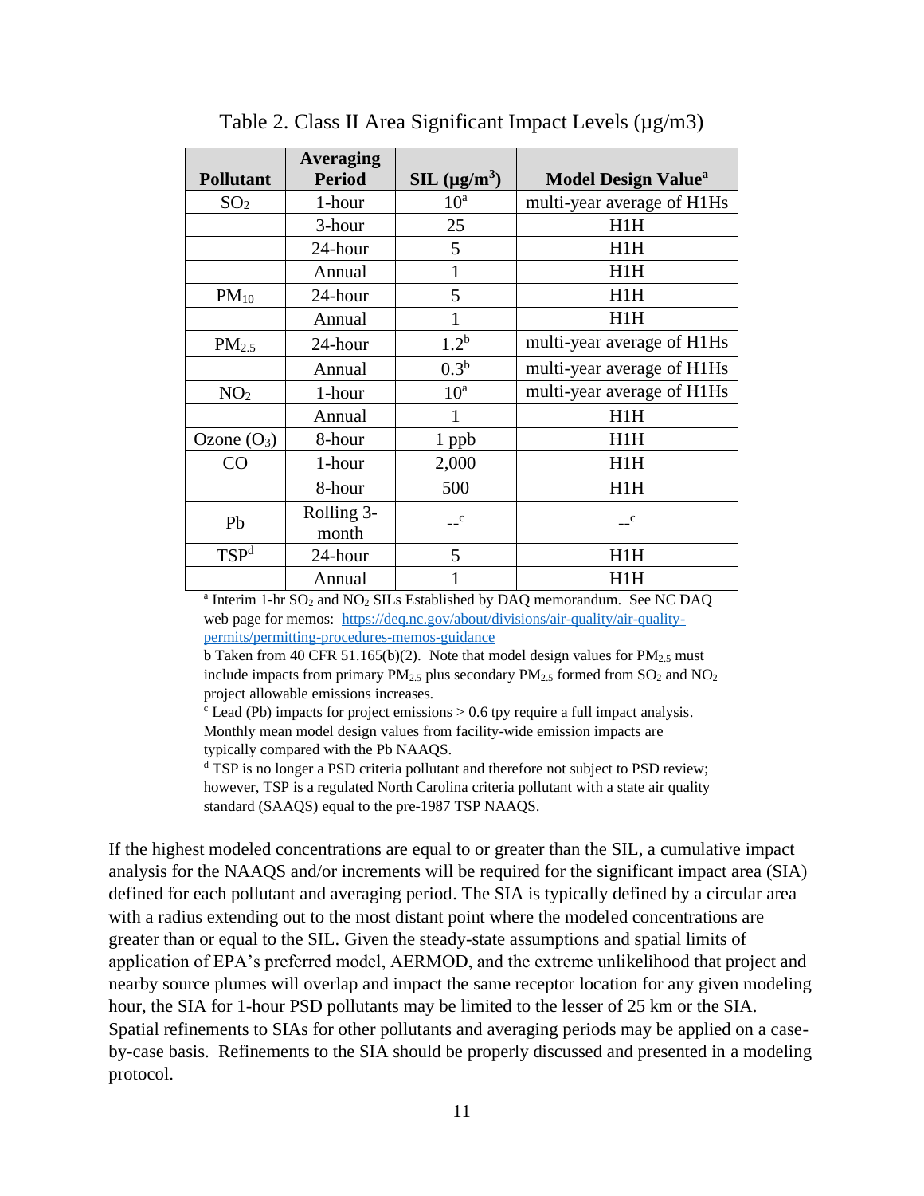Table 2. Class II Area Significant Impact Levels (μg/m3)

| Pollutant | Averaging Period | SIL ($\mu g/m^3$) | Model Design Value[a] |
|---|---|---|---|
| $SO_2$ | 1-hour | 10[a] | multi-year average of H1Hs |
| | 3-hour | 25 | H1H |
| | 24-hour | 5 | H1H |
| | Annual | 1 | H1H |
| $PM_{10}$ | 24-hour | 5 | H1H |
| | Annual | 1 | H1H |
| $PM_{2.5}$ | 24-hour | 1.2[b] | multi-year average of H1Hs |
| | Annual | 0.3[b] | multi-year average of H1Hs |
| $NO_2$ | 1-hour | 10[a] | multi-year average of H1Hs |
| | Annual | 1 | H1H |
| Ozone ($O_3$) | 8-hour | 1 ppb | H1H |
| CO | 1-hour | 2,000 | H1H |
| | 8-hour | 500 | H1H |
| Pb | Rolling 3-month | --[c] | --[c] |
| TSP[d] | 24-hour | 5 | H1H |
| | Annual | 1 | H1H |

[a] Interim 1-hr $SO_2$ and $NO_2$ SILs Established by DAQ memorandum. See NC DAQ web page for memos: https://deq.nc.gov/about/divisions/air-quality/air-quality-permits/permitting-procedures-memos-guidance

b Taken from 40 CFR 51.165(b)(2). Note that model design values for $PM_{2.5}$ must include impacts from primary $PM_{2.5}$ plus secondary $PM_{2.5}$ formed from $SO_2$ and $NO_2$ project allowable emissions increases.

[c] Lead (Pb) impacts for project emissions > 0.6 tpy require a full impact analysis. Monthly mean model design values from facility-wide emission impacts are typically compared with the Pb NAAQS.

[d] TSP is no longer a PSD criteria pollutant and therefore not subject to PSD review; however, TSP is a regulated North Carolina criteria pollutant with a state air quality standard (SAAQS) equal to the pre-1987 TSP NAAQS.

If the highest modeled concentrations are equal to or greater than the SIL, a cumulative impact analysis for the NAAQS and/or increments will be required for the significant impact area (SIA) defined for each pollutant and averaging period. The SIA is typically defined by a circular area with a radius extending out to the most distant point where the modeled concentrations are greater than or equal to the SIL. Given the steady-state assumptions and spatial limits of application of EPA's preferred model, AERMOD, and the extreme unlikelihood that project and nearby source plumes will overlap and impact the same receptor location for any given modeling hour, the SIA for 1-hour PSD pollutants may be limited to the lesser of 25 km or the SIA. Spatial refinements to SIAs for other pollutants and averaging periods may be applied on a case-by-case basis. Refinements to the SIA should be properly discussed and presented in a modeling protocol.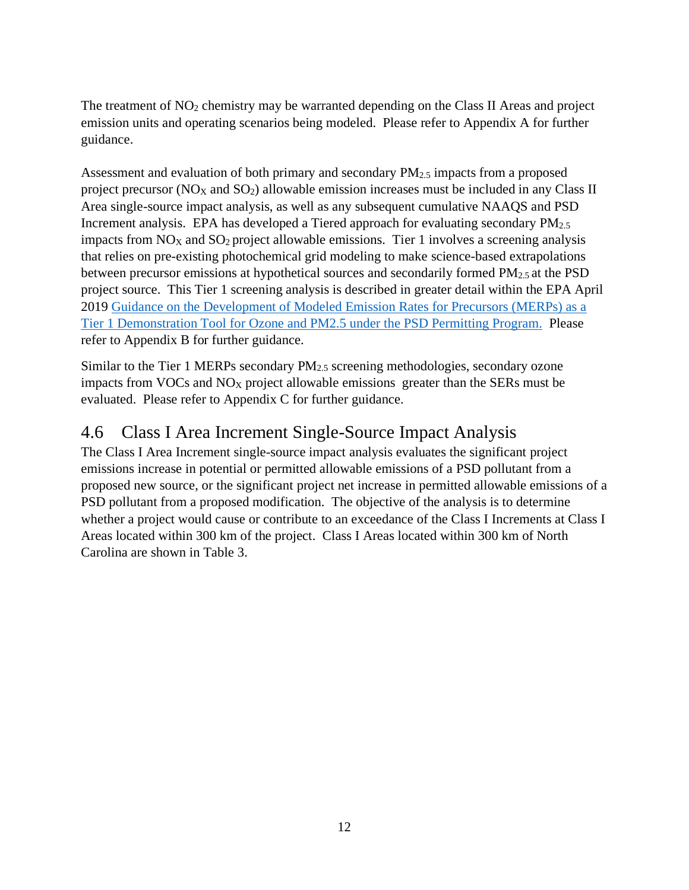The treatment of $NO_2$ chemistry may be warranted depending on the Class II Areas and project emission units and operating scenarios being modeled. Please refer to Appendix A for further guidance.

Assessment and evaluation of both primary and secondary $PM_{2.5}$ impacts from a proposed project precursor ($NO_X$ and $SO_2$) allowable emission increases must be included in any Class II Area single-source impact analysis, as well as any subsequent cumulative NAAQS and PSD Increment analysis. EPA has developed a Tiered approach for evaluating secondary $PM_{2.5}$ impacts from $NO_X$ and $SO_2$ project allowable emissions. Tier 1 involves a screening analysis that relies on pre-existing photochemical grid modeling to make science-based extrapolations between precursor emissions at hypothetical sources and secondarily formed $PM_{2.5}$ at the PSD project source. This Tier 1 screening analysis is described in greater detail within the EPA April 2019 Guidance on the Development of Modeled Emission Rates for Precursors (MERPs) as a Tier 1 Demonstration Tool for Ozone and PM2.5 under the PSD Permitting Program. Please refer to Appendix B for further guidance.

Similar to the Tier 1 MERPs secondary $PM_{2.5}$ screening methodologies, secondary ozone impacts from VOCs and $NO_X$ project allowable emissions greater than the SERs must be evaluated. Please refer to Appendix C for further guidance.

## 4.6 Class I Area Increment Single-Source Impact Analysis

The Class I Area Increment single-source impact analysis evaluates the significant project emissions increase in potential or permitted allowable emissions of a PSD pollutant from a proposed new source, or the significant project net increase in permitted allowable emissions of a PSD pollutant from a proposed modification. The objective of the analysis is to determine whether a project would cause or contribute to an exceedance of the Class I Increments at Class I Areas located within 300 km of the project. Class I Areas located within 300 km of North Carolina are shown in Table 3.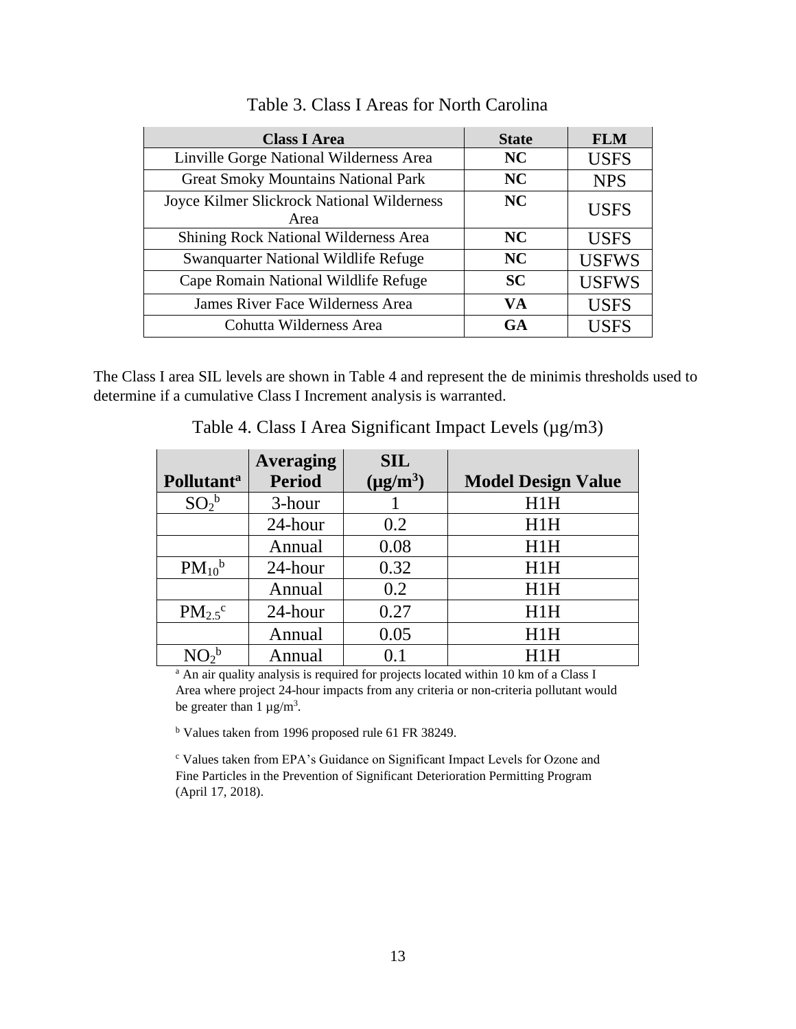Table 3. Class I Areas for North Carolina

| Class I Area | State | FLM |
|---|---|---|
| Linville Gorge National Wilderness Area | NC | USFS |
| Great Smoky Mountains National Park | NC | NPS |
| Joyce Kilmer Slickrock National Wilderness Area | NC | USFS |
| Shining Rock National Wilderness Area | NC | USFS |
| Swanquarter National Wildlife Refuge | NC | USFWS |
| Cape Romain National Wildlife Refuge | SC | USFWS |
| James River Face Wilderness Area | VA | USFS |
| Cohutta Wilderness Area | GA | USFS |

The Class I area SIL levels are shown in Table 4 and represent the de minimis thresholds used to determine if a cumulative Class I Increment analysis is warranted.

Table 4. Class I Area Significant Impact Levels (µg/m3)

| Pollutant[a] | Averaging Period | SIL ($\mu g/m^3$) | Model Design Value |
|---|---|---|---|
| $SO_2$[b] | 3-hour | 1 | H1H |
| | 24-hour | 0.2 | H1H |
| | Annual | 0.08 | H1H |
| $PM_{10}$[b] | 24-hour | 0.32 | H1H |
| | Annual | 0.2 | H1H |
| $PM_{2.5}$[c] | 24-hour | 0.27 | H1H |
| | Annual | 0.05 | H1H |
| $NO_2$[b] | Annual | 0.1 | H1H |

[a] An air quality analysis is required for projects located within 10 km of a Class I Area where project 24-hour impacts from any criteria or non-criteria pollutant would be greater than 1 $\mu g/m^3$.

[b] Values taken from 1996 proposed rule 61 FR 38249.

[c] Values taken from EPA's Guidance on Significant Impact Levels for Ozone and Fine Particles in the Prevention of Significant Deterioration Permitting Program (April 17, 2018).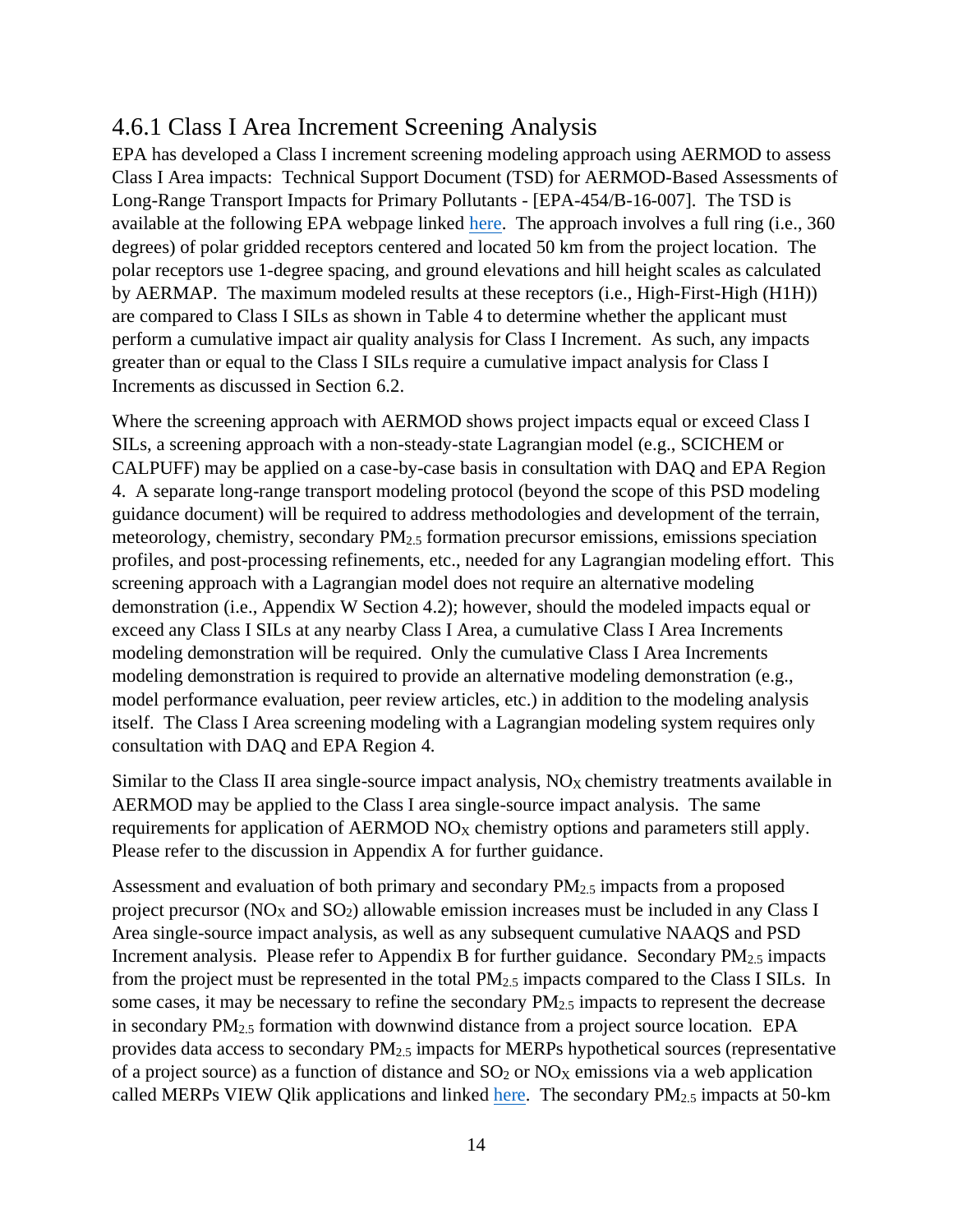### 4.6.1 Class I Area Increment Screening Analysis

EPA has developed a Class I increment screening modeling approach using AERMOD to assess Class I Area impacts: Technical Support Document (TSD) for AERMOD-Based Assessments of Long-Range Transport Impacts for Primary Pollutants - [EPA-454/B-16-007]. The TSD is available at the following EPA webpage linked here. The approach involves a full ring (i.e., 360 degrees) of polar gridded receptors centered and located 50 km from the project location. The polar receptors use 1-degree spacing, and ground elevations and hill height scales as calculated by AERMAP. The maximum modeled results at these receptors (i.e., High-First-High (H1H)) are compared to Class I SILs as shown in Table 4 to determine whether the applicant must perform a cumulative impact air quality analysis for Class I Increment. As such, any impacts greater than or equal to the Class I SILs require a cumulative impact analysis for Class I Increments as discussed in Section 6.2.

Where the screening approach with AERMOD shows project impacts equal or exceed Class I SILs, a screening approach with a non-steady-state Lagrangian model (e.g., SCICHEM or CALPUFF) may be applied on a case-by-case basis in consultation with DAQ and EPA Region 4. A separate long-range transport modeling protocol (beyond the scope of this PSD modeling guidance document) will be required to address methodologies and development of the terrain, meteorology, chemistry, secondary $PM_{2.5}$ formation precursor emissions, emissions speciation profiles, and post-processing refinements, etc., needed for any Lagrangian modeling effort. This screening approach with a Lagrangian model does not require an alternative modeling demonstration (i.e., Appendix W Section 4.2); however, should the modeled impacts equal or exceed any Class I SILs at any nearby Class I Area, a cumulative Class I Area Increments modeling demonstration will be required. Only the cumulative Class I Area Increments modeling demonstration is required to provide an alternative modeling demonstration (e.g., model performance evaluation, peer review articles, etc.) in addition to the modeling analysis itself. The Class I Area screening modeling with a Lagrangian modeling system requires only consultation with DAQ and EPA Region 4.

Similar to the Class II area single-source impact analysis, $NO_X$ chemistry treatments available in AERMOD may be applied to the Class I area single-source impact analysis. The same requirements for application of AERMOD $NO_X$ chemistry options and parameters still apply. Please refer to the discussion in Appendix A for further guidance.

Assessment and evaluation of both primary and secondary $PM_{2.5}$ impacts from a proposed project precursor ($NO_X$ and $SO_2$) allowable emission increases must be included in any Class I Area single-source impact analysis, as well as any subsequent cumulative NAAQS and PSD Increment analysis. Please refer to Appendix B for further guidance. Secondary $PM_{2.5}$ impacts from the project must be represented in the total $PM_{2.5}$ impacts compared to the Class I SILs. In some cases, it may be necessary to refine the secondary $PM_{2.5}$ impacts to represent the decrease in secondary $PM_{2.5}$ formation with downwind distance from a project source location. EPA provides data access to secondary $PM_{2.5}$ impacts for MERPs hypothetical sources (representative of a project source) as a function of distance and $SO_2$ or $NO_X$ emissions via a web application called MERPs VIEW Qlik applications and linked here. The secondary $PM_{2.5}$ impacts at 50-km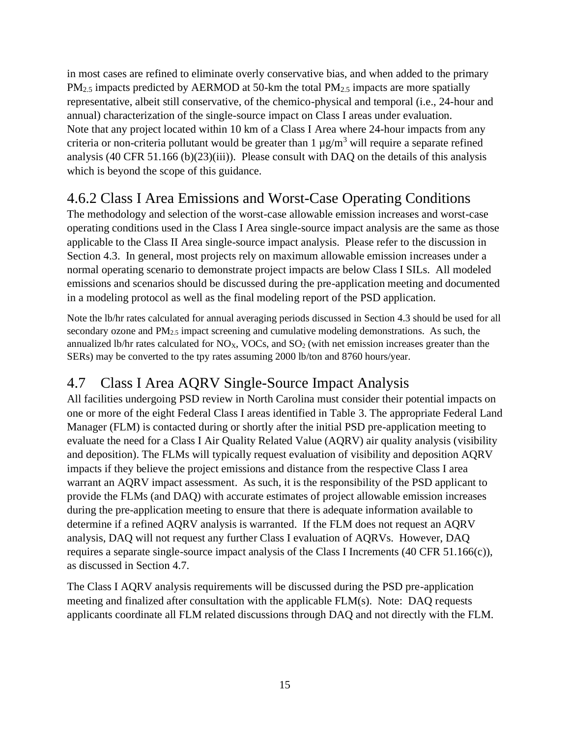in most cases are refined to eliminate overly conservative bias, and when added to the primary $PM_{2.5}$ impacts predicted by AERMOD at 50-km the total $PM_{2.5}$ impacts are more spatially representative, albeit still conservative, of the chemico-physical and temporal (i.e., 24-hour and annual) characterization of the single-source impact on Class I areas under evaluation.
Note that any project located within 10 km of a Class I Area where 24-hour impacts from any criteria or non-criteria pollutant would be greater than 1 $\mu g/m^3$ will require a separate refined analysis (40 CFR 51.166 (b)(23)(iii)). Please consult with DAQ on the details of this analysis which is beyond the scope of this guidance.

## 4.6.2 Class I Area Emissions and Worst-Case Operating Conditions

The methodology and selection of the worst-case allowable emission increases and worst-case operating conditions used in the Class I Area single-source impact analysis are the same as those applicable to the Class II Area single-source impact analysis. Please refer to the discussion in Section 4.3. In general, most projects rely on maximum allowable emission increases under a normal operating scenario to demonstrate project impacts are below Class I SILs. All modeled emissions and scenarios should be discussed during the pre-application meeting and documented in a modeling protocol as well as the final modeling report of the PSD application.

Note the lb/hr rates calculated for annual averaging periods discussed in Section 4.3 should be used for all secondary ozone and $PM_{2.5}$ impact screening and cumulative modeling demonstrations. As such, the annualized lb/hr rates calculated for $NO_X$, VOCs, and $SO_2$ (with net emission increases greater than the SERs) may be converted to the tpy rates assuming 2000 lb/ton and 8760 hours/year.

## 4.7 Class I Area AQRV Single-Source Impact Analysis

All facilities undergoing PSD review in North Carolina must consider their potential impacts on one or more of the eight Federal Class I areas identified in Table 3. The appropriate Federal Land Manager (FLM) is contacted during or shortly after the initial PSD pre-application meeting to evaluate the need for a Class I Air Quality Related Value (AQRV) air quality analysis (visibility and deposition). The FLMs will typically request evaluation of visibility and deposition AQRV impacts if they believe the project emissions and distance from the respective Class I area warrant an AQRV impact assessment. As such, it is the responsibility of the PSD applicant to provide the FLMs (and DAQ) with accurate estimates of project allowable emission increases during the pre-application meeting to ensure that there is adequate information available to determine if a refined AQRV analysis is warranted. If the FLM does not request an AQRV analysis, DAQ will not request any further Class I evaluation of AQRVs. However, DAQ requires a separate single-source impact analysis of the Class I Increments (40 CFR 51.166(c)), as discussed in Section 4.7.

The Class I AQRV analysis requirements will be discussed during the PSD pre-application meeting and finalized after consultation with the applicable FLM(s). Note: DAQ requests applicants coordinate all FLM related discussions through DAQ and not directly with the FLM.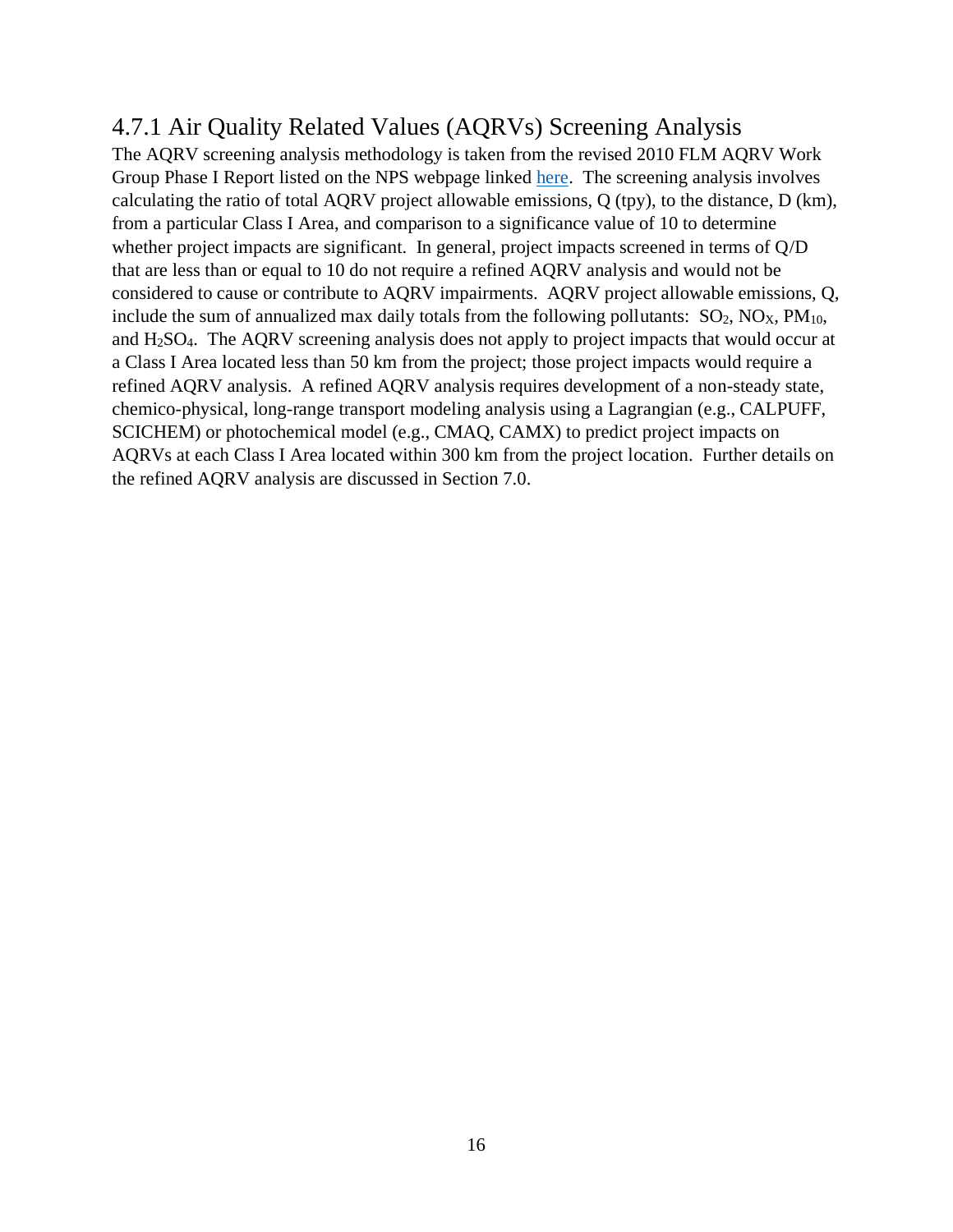### 4.7.1 Air Quality Related Values (AQRVs) Screening Analysis

The AQRV screening analysis methodology is taken from the revised 2010 FLM AQRV Work Group Phase I Report listed on the NPS webpage linked here. The screening analysis involves calculating the ratio of total AQRV project allowable emissions, Q (tpy), to the distance, D (km), from a particular Class I Area, and comparison to a significance value of 10 to determine whether project impacts are significant. In general, project impacts screened in terms of Q/D that are less than or equal to 10 do not require a refined AQRV analysis and would not be considered to cause or contribute to AQRV impairments. AQRV project allowable emissions, Q, include the sum of annualized max daily totals from the following pollutants: $SO_2$, $NO_X$, $PM_{10}$, and $H_2SO_4$. The AQRV screening analysis does not apply to project impacts that would occur at a Class I Area located less than 50 km from the project; those project impacts would require a refined AQRV analysis. A refined AQRV analysis requires development of a non-steady state, chemico-physical, long-range transport modeling analysis using a Lagrangian (e.g., CALPUFF, SCICHEM) or photochemical model (e.g., CMAQ, CAMX) to predict project impacts on AQRVs at each Class I Area located within 300 km from the project location. Further details on the refined AQRV analysis are discussed in Section 7.0.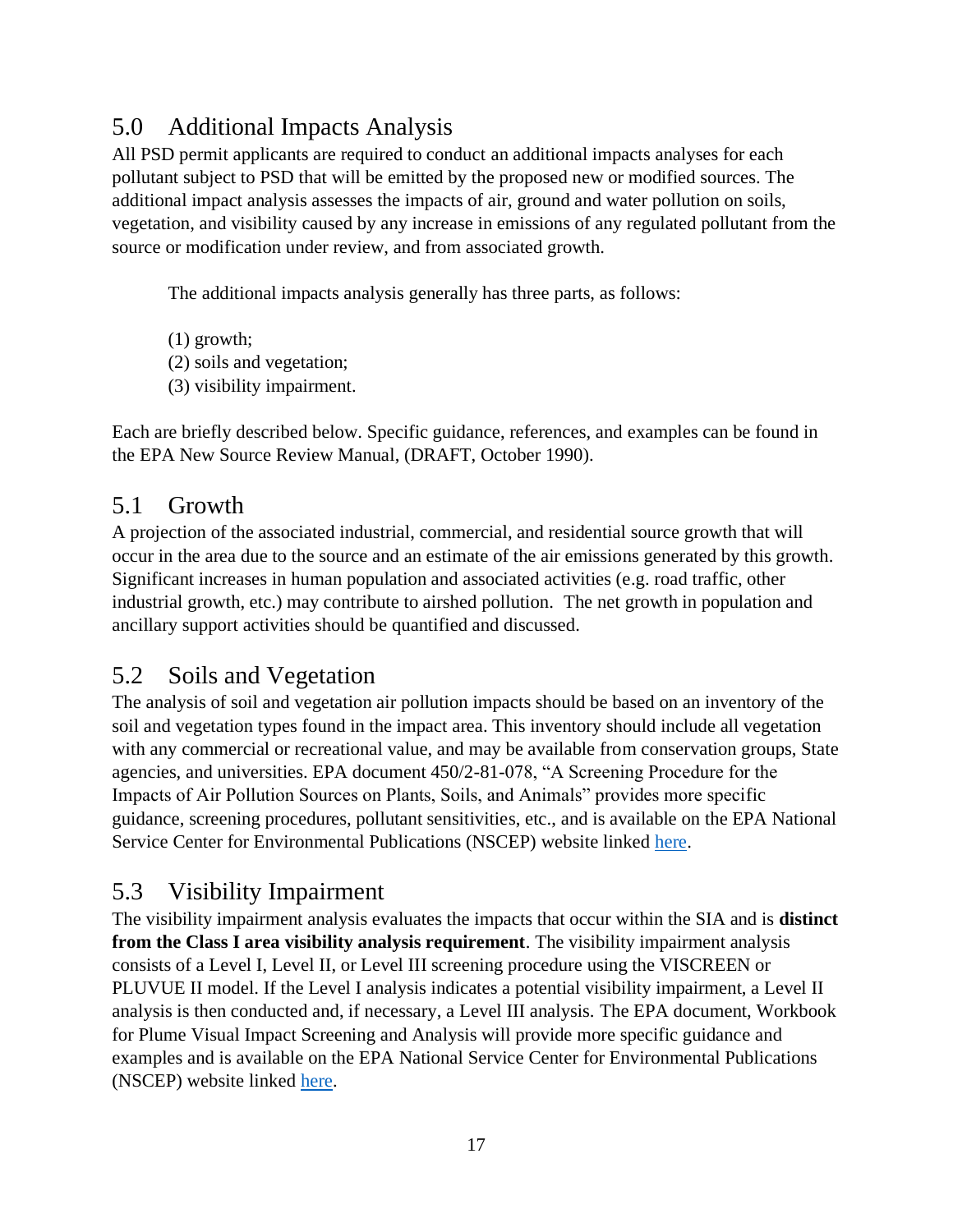## 5.0 Additional Impacts Analysis

All PSD permit applicants are required to conduct an additional impacts analyses for each pollutant subject to PSD that will be emitted by the proposed new or modified sources. The additional impact analysis assesses the impacts of air, ground and water pollution on soils, vegetation, and visibility caused by any increase in emissions of any regulated pollutant from the source or modification under review, and from associated growth.

The additional impacts analysis generally has three parts, as follows:

(1) growth;
(2) soils and vegetation;
(3) visibility impairment.

Each are briefly described below. Specific guidance, references, and examples can be found in the EPA New Source Review Manual, (DRAFT, October 1990).

## 5.1 Growth

A projection of the associated industrial, commercial, and residential source growth that will occur in the area due to the source and an estimate of the air emissions generated by this growth. Significant increases in human population and associated activities (e.g. road traffic, other industrial growth, etc.) may contribute to airshed pollution. The net growth in population and ancillary support activities should be quantified and discussed.

## 5.2 Soils and Vegetation

The analysis of soil and vegetation air pollution impacts should be based on an inventory of the soil and vegetation types found in the impact area. This inventory should include all vegetation with any commercial or recreational value, and may be available from conservation groups, State agencies, and universities. EPA document 450/2-81-078, "A Screening Procedure for the Impacts of Air Pollution Sources on Plants, Soils, and Animals" provides more specific guidance, screening procedures, pollutant sensitivities, etc., and is available on the EPA National Service Center for Environmental Publications (NSCEP) website linked here.

## 5.3 Visibility Impairment

The visibility impairment analysis evaluates the impacts that occur within the SIA and is **distinct from the Class I area visibility analysis requirement**. The visibility impairment analysis consists of a Level I, Level II, or Level III screening procedure using the VISCREEN or PLUVUE II model. If the Level I analysis indicates a potential visibility impairment, a Level II analysis is then conducted and, if necessary, a Level III analysis. The EPA document, Workbook for Plume Visual Impact Screening and Analysis will provide more specific guidance and examples and is available on the EPA National Service Center for Environmental Publications (NSCEP) website linked here.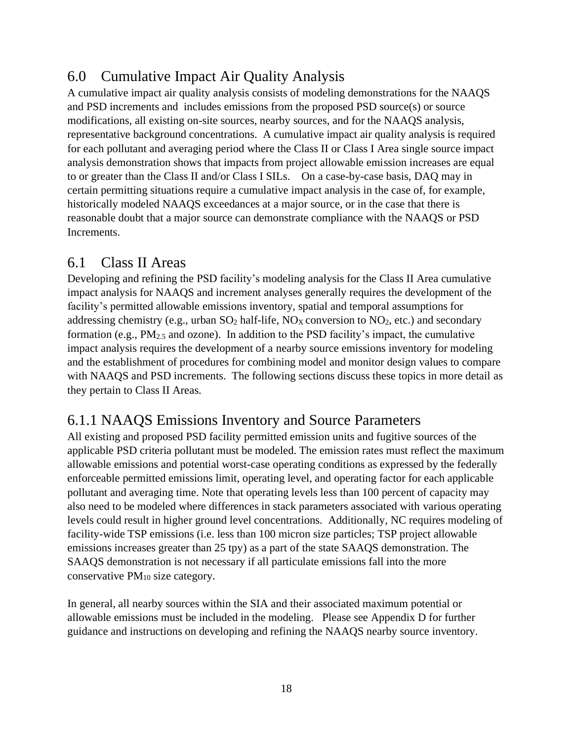## 6.0 Cumulative Impact Air Quality Analysis

A cumulative impact air quality analysis consists of modeling demonstrations for the NAAQS and PSD increments and includes emissions from the proposed PSD source(s) or source modifications, all existing on-site sources, nearby sources, and for the NAAQS analysis, representative background concentrations. A cumulative impact air quality analysis is required for each pollutant and averaging period where the Class II or Class I Area single source impact analysis demonstration shows that impacts from project allowable emission increases are equal to or greater than the Class II and/or Class I SILs. On a case-by-case basis, DAQ may in certain permitting situations require a cumulative impact analysis in the case of, for example, historically modeled NAAQS exceedances at a major source, or in the case that there is reasonable doubt that a major source can demonstrate compliance with the NAAQS or PSD Increments.

## 6.1 Class II Areas

Developing and refining the PSD facility's modeling analysis for the Class II Area cumulative impact analysis for NAAQS and increment analyses generally requires the development of the facility's permitted allowable emissions inventory, spatial and temporal assumptions for addressing chemistry (e.g., urban $SO_2$ half-life, $NO_X$ conversion to $NO_2$, etc.) and secondary formation (e.g., $PM_{2.5}$ and ozone). In addition to the PSD facility's impact, the cumulative impact analysis requires the development of a nearby source emissions inventory for modeling and the establishment of procedures for combining model and monitor design values to compare with NAAQS and PSD increments. The following sections discuss these topics in more detail as they pertain to Class II Areas.

### 6.1.1 NAAQS Emissions Inventory and Source Parameters

All existing and proposed PSD facility permitted emission units and fugitive sources of the applicable PSD criteria pollutant must be modeled. The emission rates must reflect the maximum allowable emissions and potential worst-case operating conditions as expressed by the federally enforceable permitted emissions limit, operating level, and operating factor for each applicable pollutant and averaging time. Note that operating levels less than 100 percent of capacity may also need to be modeled where differences in stack parameters associated with various operating levels could result in higher ground level concentrations. Additionally, NC requires modeling of facility-wide TSP emissions (i.e. less than 100 micron size particles; TSP project allowable emissions increases greater than 25 tpy) as a part of the state SAAQS demonstration. The SAAQS demonstration is not necessary if all particulate emissions fall into the more conservative $PM_{10}$ size category.

In general, all nearby sources within the SIA and their associated maximum potential or allowable emissions must be included in the modeling. Please see Appendix D for further guidance and instructions on developing and refining the NAAQS nearby source inventory.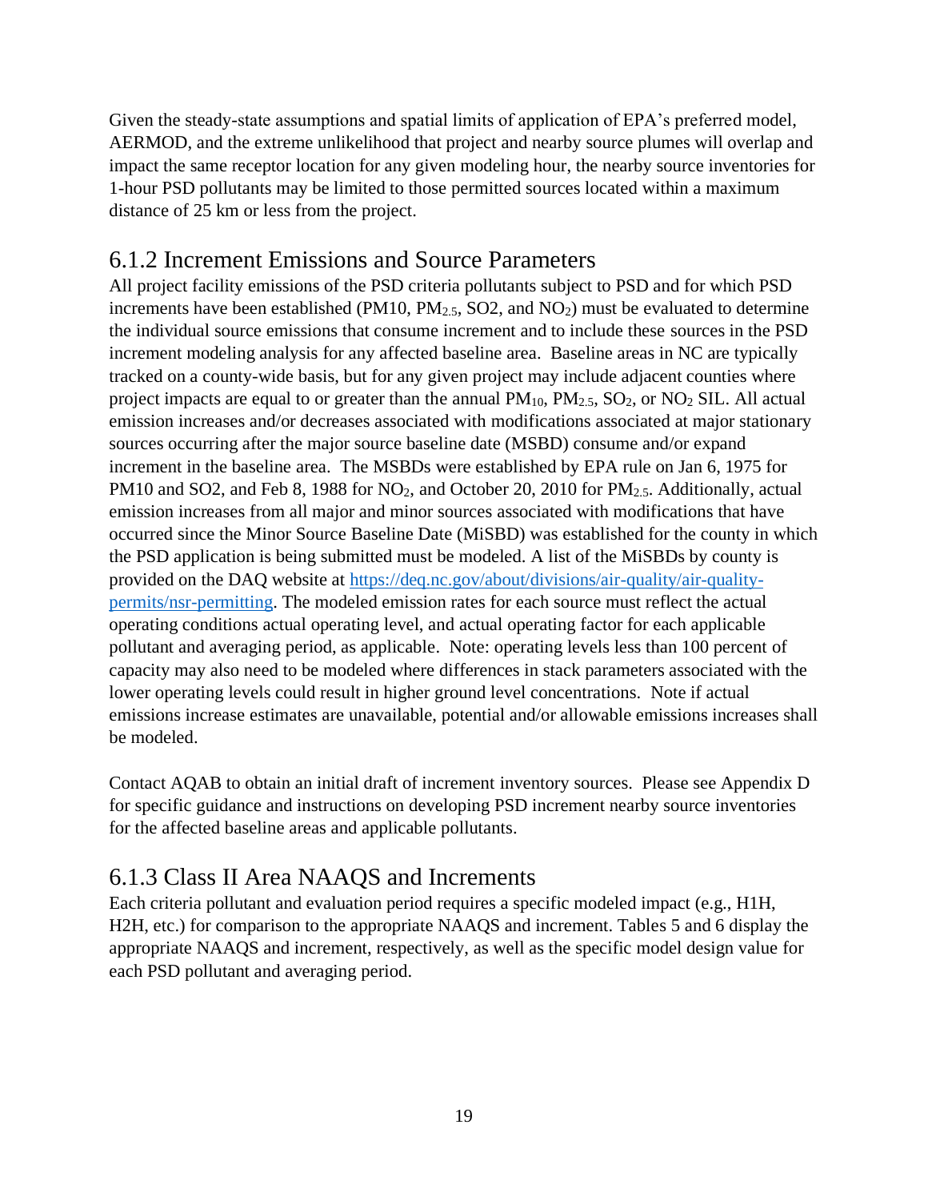Given the steady-state assumptions and spatial limits of application of EPA's preferred model, AERMOD, and the extreme unlikelihood that project and nearby source plumes will overlap and impact the same receptor location for any given modeling hour, the nearby source inventories for 1-hour PSD pollutants may be limited to those permitted sources located within a maximum distance of 25 km or less from the project.

### 6.1.2 Increment Emissions and Source Parameters

All project facility emissions of the PSD criteria pollutants subject to PSD and for which PSD increments have been established (PM10, $PM_{2.5}$, SO2, and $NO_2$) must be evaluated to determine the individual source emissions that consume increment and to include these sources in the PSD increment modeling analysis for any affected baseline area. Baseline areas in NC are typically tracked on a county-wide basis, but for any given project may include adjacent counties where project impacts are equal to or greater than the annual $PM_{10}$, $PM_{2.5}$, $SO_2$, or $NO_2$ SIL. All actual emission increases and/or decreases associated with modifications associated at major stationary sources occurring after the major source baseline date (MSBD) consume and/or expand increment in the baseline area. The MSBDs were established by EPA rule on Jan 6, 1975 for PM10 and SO2, and Feb 8, 1988 for $NO_2$, and October 20, 2010 for $PM_{2.5}$. Additionally, actual emission increases from all major and minor sources associated with modifications that have occurred since the Minor Source Baseline Date (MiSBD) was established for the county in which the PSD application is being submitted must be modeled. A list of the MiSBDs by county is provided on the DAQ website at https://deq.nc.gov/about/divisions/air-quality/air-quality-permits/nsr-permitting. The modeled emission rates for each source must reflect the actual operating conditions actual operating level, and actual operating factor for each applicable pollutant and averaging period, as applicable. Note: operating levels less than 100 percent of capacity may also need to be modeled where differences in stack parameters associated with the lower operating levels could result in higher ground level concentrations. Note if actual emissions increase estimates are unavailable, potential and/or allowable emissions increases shall be modeled.

Contact AQAB to obtain an initial draft of increment inventory sources. Please see Appendix D for specific guidance and instructions on developing PSD increment nearby source inventories for the affected baseline areas and applicable pollutants.

### 6.1.3 Class II Area NAAQS and Increments

Each criteria pollutant and evaluation period requires a specific modeled impact (e.g., H1H, H2H, etc.) for comparison to the appropriate NAAQS and increment. Tables 5 and 6 display the appropriate NAAQS and increment, respectively, as well as the specific model design value for each PSD pollutant and averaging period.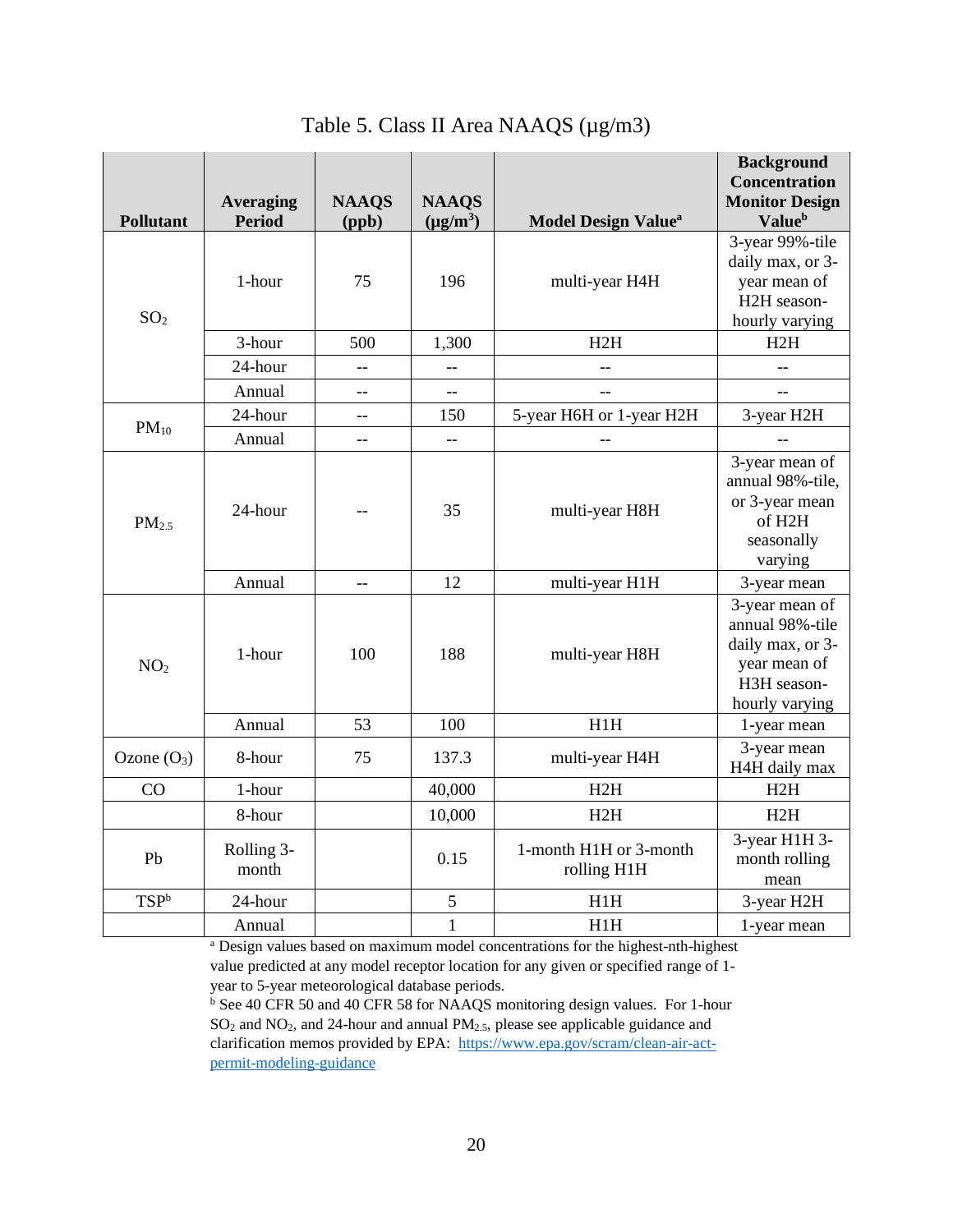Table 5. Class II Area NAAQS (µg/m3)

| Pollutant | Averaging Period | NAAQS (ppb) | NAAQS (µg/m³) | Model Design Value[a] | Background Concentration Monitor Design Value[b] |
|---|---|---|---|---|---|
| $SO_2$ | 1-hour | 75 | 196 | multi-year H4H | 3-year 99%-tile daily max, or 3-year mean of H2H season-hourly varying |
| | 3-hour | 500 | 1,300 | H2H | H2H |
| | 24-hour | -- | -- | -- | -- |
| | Annual | -- | -- | -- | -- |
| $PM_{10}$ | 24-hour | -- | 150 | 5-year H6H or 1-year H2H | 3-year H2H |
| | Annual | -- | -- | -- | -- |
| $PM_{2.5}$ | 24-hour | -- | 35 | multi-year H8H | 3-year mean of annual 98%-tile, or 3-year mean of H2H seasonally varying |
| | Annual | -- | 12 | multi-year H1H | 3-year mean |
| $NO_2$ | 1-hour | 100 | 188 | multi-year H8H | 3-year mean of annual 98%-tile daily max, or 3-year mean of H3H season-hourly varying |
| | Annual | 53 | 100 | H1H | 1-year mean |
| Ozone ($O_3$) | 8-hour | 75 | 137.3 | multi-year H4H | 3-year mean H4H daily max |
| CO | 1-hour | | 40,000 | H2H | H2H |
| | 8-hour | | 10,000 | H2H | H2H |
| Pb | Rolling 3-month | | 0.15 | 1-month H1H or 3-month rolling H1H | 3-year H1H 3-month rolling mean |
| TSP[b] | 24-hour | | 5 | H1H | 3-year H2H |
| | Annual | | 1 | H1H | 1-year mean |

[a] Design values based on maximum model concentrations for the highest-nth-highest value predicted at any model receptor location for any given or specified range of 1-year to 5-year meteorological database periods.

[b] See 40 CFR 50 and 40 CFR 58 for NAAQS monitoring design values. For 1-hour $SO_2$ and $NO_2$, and 24-hour and annual $PM_{2.5}$, please see applicable guidance and clarification memos provided by EPA: [https://www.epa.gov/scram/clean-air-act-permit-modeling-guidance](https://www.epa.gov/scram/clean-air-act-permit-modeling-guidance)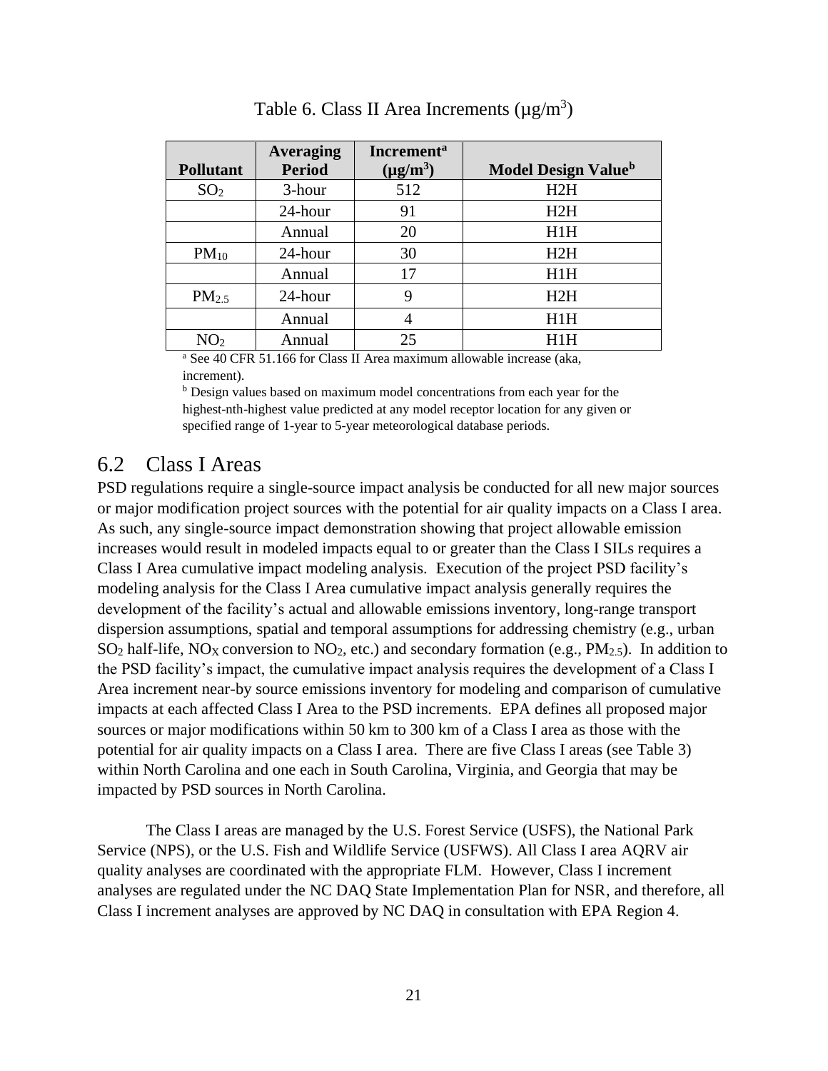Table 6. Class II Area Increments (μg/m$^3$)

| Pollutant | Averaging Period | Increment[a] (μg/m$^3$) | Model Design Value[b] |
|---|---|---|---|
| $SO_2$ | 3-hour | 512 | H2H |
| | 24-hour | 91 | H2H |
| | Annual | 20 | H1H |
| $PM_{10}$ | 24-hour | 30 | H2H |
| | Annual | 17 | H1H |
| $PM_{2.5}$ | 24-hour | 9 | H2H |
| | Annual | 4 | H1H |
| $NO_2$ | Annual | 25 | H1H |

[a] See 40 CFR 51.166 for Class II Area maximum allowable increase (aka, increment).

[b] Design values based on maximum model concentrations from each year for the highest-nth-highest value predicted at any model receptor location for any given or specified range of 1-year to 5-year meteorological database periods.

## 6.2 Class I Areas

PSD regulations require a single-source impact analysis be conducted for all new major sources or major modification project sources with the potential for air quality impacts on a Class I area. As such, any single-source impact demonstration showing that project allowable emission increases would result in modeled impacts equal to or greater than the Class I SILs requires a Class I Area cumulative impact modeling analysis. Execution of the project PSD facility's modeling analysis for the Class I Area cumulative impact analysis generally requires the development of the facility's actual and allowable emissions inventory, long-range transport dispersion assumptions, spatial and temporal assumptions for addressing chemistry (e.g., urban $SO_2$ half-life, $NO_X$ conversion to $NO_2$, etc.) and secondary formation (e.g., $PM_{2.5}$). In addition to the PSD facility's impact, the cumulative impact analysis requires the development of a Class I Area increment near-by source emissions inventory for modeling and comparison of cumulative impacts at each affected Class I Area to the PSD increments. EPA defines all proposed major sources or major modifications within 50 km to 300 km of a Class I area as those with the potential for air quality impacts on a Class I area. There are five Class I areas (see Table 3) within North Carolina and one each in South Carolina, Virginia, and Georgia that may be impacted by PSD sources in North Carolina.

The Class I areas are managed by the U.S. Forest Service (USFS), the National Park Service (NPS), or the U.S. Fish and Wildlife Service (USFWS). All Class I area AQRV air quality analyses are coordinated with the appropriate FLM. However, Class I increment analyses are regulated under the NC DAQ State Implementation Plan for NSR, and therefore, all Class I increment analyses are approved by NC DAQ in consultation with EPA Region 4.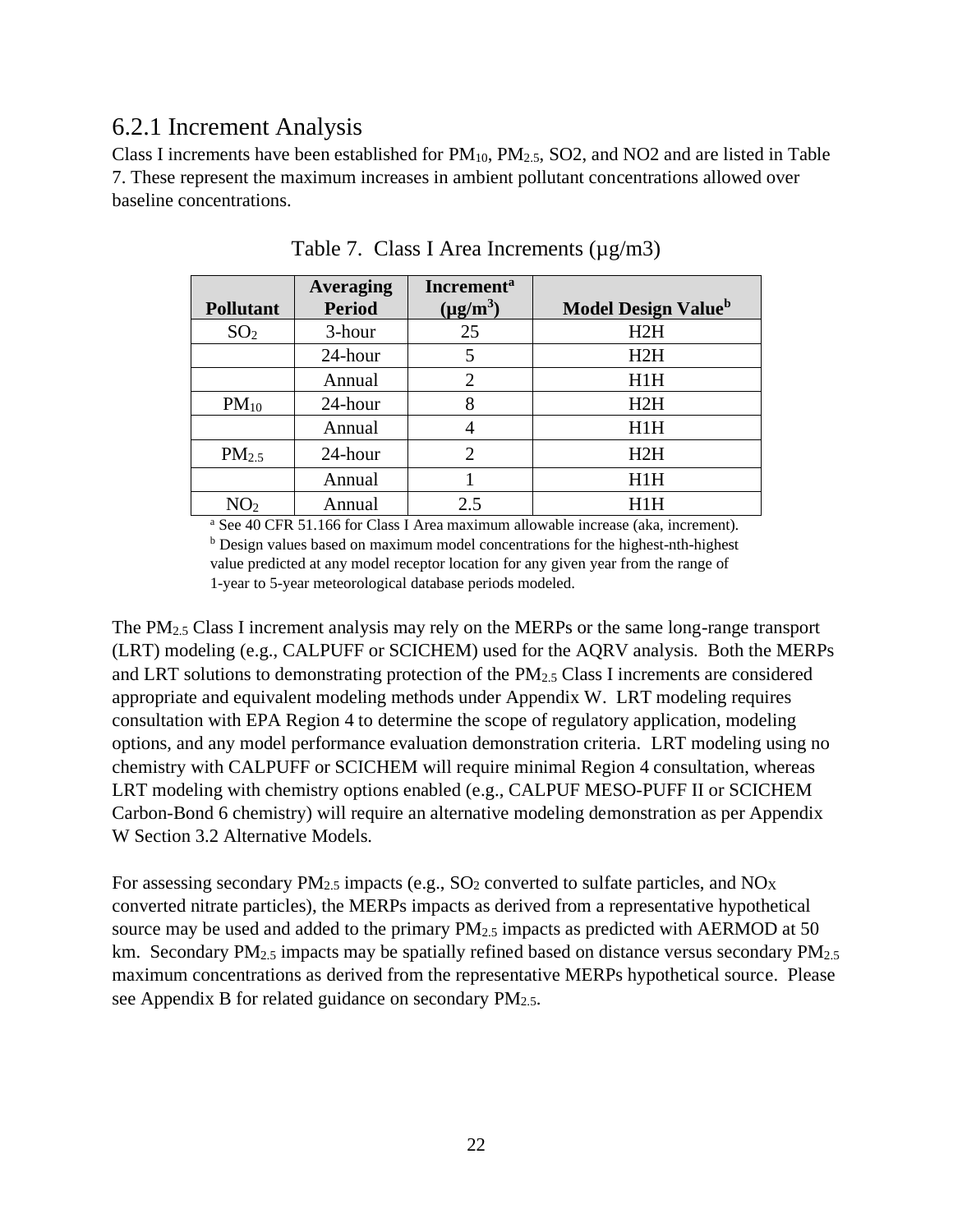## 6.2.1 Increment Analysis

Class I increments have been established for $PM_{10}$, $PM_{2.5}$, SO2, and NO2 and are listed in Table 7. These represent the maximum increases in ambient pollutant concentrations allowed over baseline concentrations.

Table 7. Class I Area Increments (µg/m3)

| Pollutant | Averaging Period | Increment[a] ($\mu g/m^3$) | Model Design Value[b] |
|---|---|---|---|
| $SO_2$ | 3-hour | 25 | H2H |
| | 24-hour | 5 | H2H |
| | Annual | 2 | H1H |
| $PM_{10}$ | 24-hour | 8 | H2H |
| | Annual | 4 | H1H |
| $PM_{2.5}$ | 24-hour | 2 | H2H |
| | Annual | 1 | H1H |
| $NO_2$ | Annual | 2.5 | H1H |

[a] See 40 CFR 51.166 for Class I Area maximum allowable increase (aka, increment).
[b] Design values based on maximum model concentrations for the highest-nth-highest value predicted at any model receptor location for any given year from the range of 1-year to 5-year meteorological database periods modeled.

The $PM_{2.5}$ Class I increment analysis may rely on the MERPs or the same long-range transport (LRT) modeling (e.g., CALPUFF or SCICHEM) used for the AQRV analysis. Both the MERPs and LRT solutions to demonstrating protection of the $PM_{2.5}$ Class I increments are considered appropriate and equivalent modeling methods under Appendix W. LRT modeling requires consultation with EPA Region 4 to determine the scope of regulatory application, modeling options, and any model performance evaluation demonstration criteria. LRT modeling using no chemistry with CALPUFF or SCICHEM will require minimal Region 4 consultation, whereas LRT modeling with chemistry options enabled (e.g., CALPUF MESO-PUFF II or SCICHEM Carbon-Bond 6 chemistry) will require an alternative modeling demonstration as per Appendix W Section 3.2 Alternative Models.

For assessing secondary $PM_{2.5}$ impacts (e.g., $SO_2$ converted to sulfate particles, and $NO_X$ converted nitrate particles), the MERPs impacts as derived from a representative hypothetical source may be used and added to the primary $PM_{2.5}$ impacts as predicted with AERMOD at 50 km. Secondary $PM_{2.5}$ impacts may be spatially refined based on distance versus secondary $PM_{2.5}$ maximum concentrations as derived from the representative MERPs hypothetical source. Please see Appendix B for related guidance on secondary $PM_{2.5}$.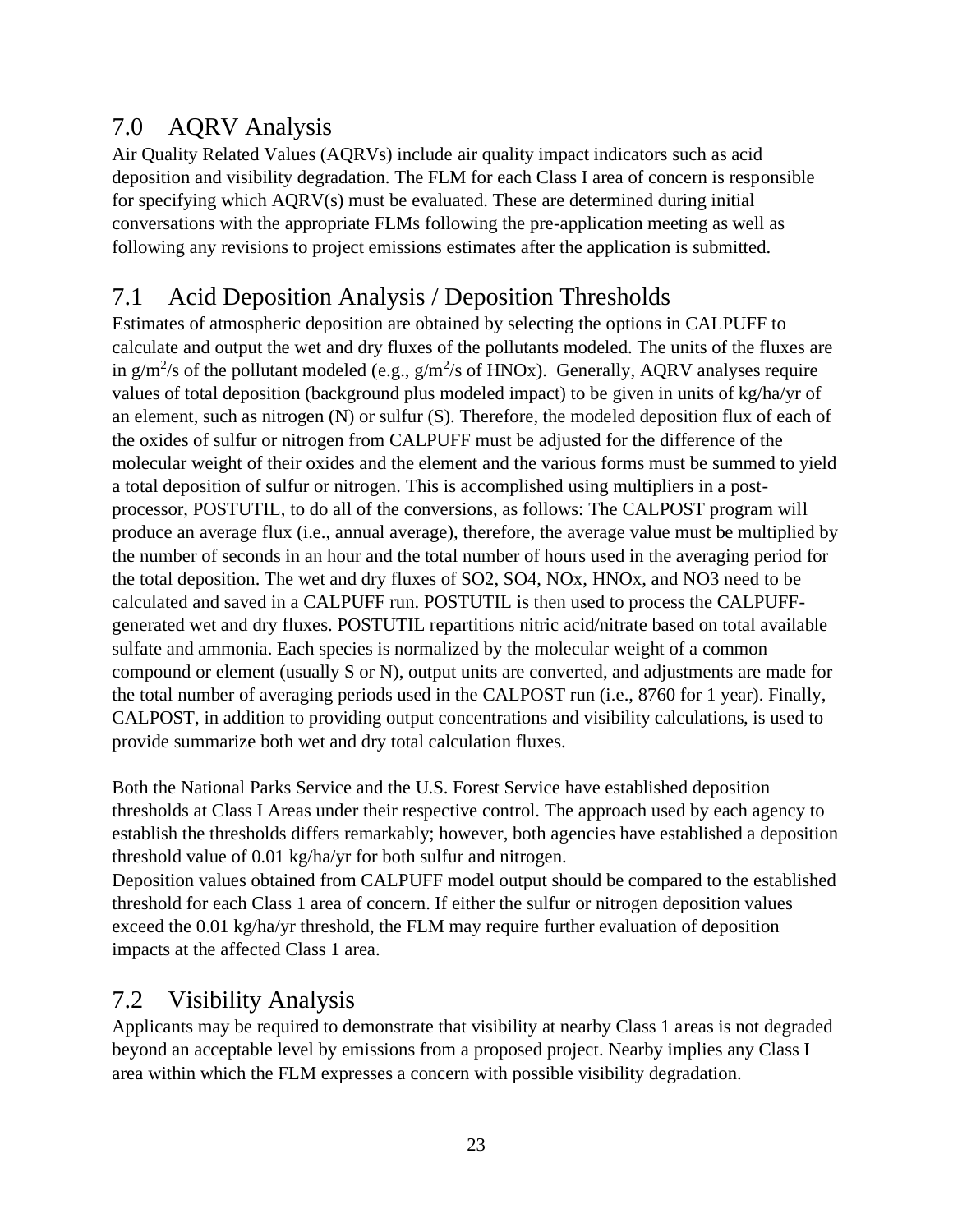# 7.0 AQRV Analysis

Air Quality Related Values (AQRVs) include air quality impact indicators such as acid deposition and visibility degradation. The FLM for each Class I area of concern is responsible for specifying which AQRV(s) must be evaluated. These are determined during initial conversations with the appropriate FLMs following the pre-application meeting as well as following any revisions to project emissions estimates after the application is submitted.

# 7.1 Acid Deposition Analysis / Deposition Thresholds

Estimates of atmospheric deposition are obtained by selecting the options in CALPUFF to calculate and output the wet and dry fluxes of the pollutants modeled. The units of the fluxes are in $g/m^2/s$ of the pollutant modeled (e.g., $g/m^2/s$ of HNOx). Generally, AQRV analyses require values of total deposition (background plus modeled impact) to be given in units of kg/ha/yr of an element, such as nitrogen (N) or sulfur (S). Therefore, the modeled deposition flux of each of the oxides of sulfur or nitrogen from CALPUFF must be adjusted for the difference of the molecular weight of their oxides and the element and the various forms must be summed to yield a total deposition of sulfur or nitrogen. This is accomplished using multipliers in a post-processor, POSTUTIL, to do all of the conversions, as follows: The CALPOST program will produce an average flux (i.e., annual average), therefore, the average value must be multiplied by the number of seconds in an hour and the total number of hours used in the averaging period for the total deposition. The wet and dry fluxes of SO2, SO4, NOx, HNOx, and NO3 need to be calculated and saved in a CALPUFF run. POSTUTIL is then used to process the CALPUFF-generated wet and dry fluxes. POSTUTIL repartitions nitric acid/nitrate based on total available sulfate and ammonia. Each species is normalized by the molecular weight of a common compound or element (usually S or N), output units are converted, and adjustments are made for the total number of averaging periods used in the CALPOST run (i.e., 8760 for 1 year). Finally, CALPOST, in addition to providing output concentrations and visibility calculations, is used to provide summarize both wet and dry total calculation fluxes.

Both the National Parks Service and the U.S. Forest Service have established deposition thresholds at Class I Areas under their respective control. The approach used by each agency to establish the thresholds differs remarkably; however, both agencies have established a deposition threshold value of 0.01 kg/ha/yr for both sulfur and nitrogen.

Deposition values obtained from CALPUFF model output should be compared to the established threshold for each Class 1 area of concern. If either the sulfur or nitrogen deposition values exceed the 0.01 kg/ha/yr threshold, the FLM may require further evaluation of deposition impacts at the affected Class 1 area.

# 7.2 Visibility Analysis

Applicants may be required to demonstrate that visibility at nearby Class 1 areas is not degraded beyond an acceptable level by emissions from a proposed project. Nearby implies any Class I area within which the FLM expresses a concern with possible visibility degradation.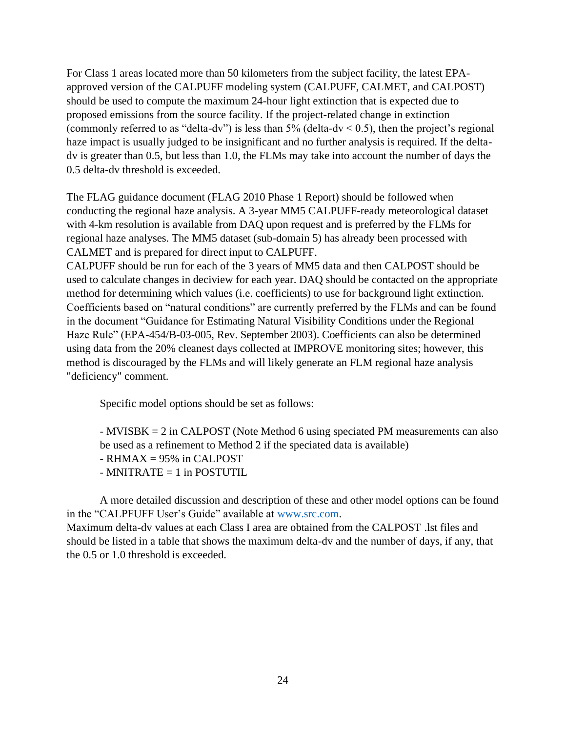For Class 1 areas located more than 50 kilometers from the subject facility, the latest EPA-approved version of the CALPUFF modeling system (CALPUFF, CALMET, and CALPOST) should be used to compute the maximum 24-hour light extinction that is expected due to proposed emissions from the source facility. If the project-related change in extinction (commonly referred to as "delta-dv") is less than 5% (delta-dv < 0.5), then the project's regional haze impact is usually judged to be insignificant and no further analysis is required. If the delta-dv is greater than 0.5, but less than 1.0, the FLMs may take into account the number of days the 0.5 delta-dv threshold is exceeded.

The FLAG guidance document (FLAG 2010 Phase 1 Report) should be followed when conducting the regional haze analysis. A 3-year MM5 CALPUFF-ready meteorological dataset with 4-km resolution is available from DAQ upon request and is preferred by the FLMs for regional haze analyses. The MM5 dataset (sub-domain 5) has already been processed with CALMET and is prepared for direct input to CALPUFF.
CALPUFF should be run for each of the 3 years of MM5 data and then CALPOST should be used to calculate changes in deciview for each year. DAQ should be contacted on the appropriate method for determining which values (i.e. coefficients) to use for background light extinction. Coefficients based on "natural conditions" are currently preferred by the FLMs and can be found in the document "Guidance for Estimating Natural Visibility Conditions under the Regional Haze Rule" (EPA-454/B-03-005, Rev. September 2003). Coefficients can also be determined using data from the 20% cleanest days collected at IMPROVE monitoring sites; however, this method is discouraged by the FLMs and will likely generate an FLM regional haze analysis "deficiency" comment.

Specific model options should be set as follows:

- MVISBK = 2 in CALPOST (Note Method 6 using speciated PM measurements can also be used as a refinement to Method 2 if the speciated data is available)
- RHMAX = 95% in CALPOST
- MNITRATE = 1 in POSTUTIL

A more detailed discussion and description of these and other model options can be found in the "CALPFUFF User's Guide" available at www.src.com.
Maximum delta-dv values at each Class I area are obtained from the CALPOST .lst files and should be listed in a table that shows the maximum delta-dv and the number of days, if any, that the 0.5 or 1.0 threshold is exceeded.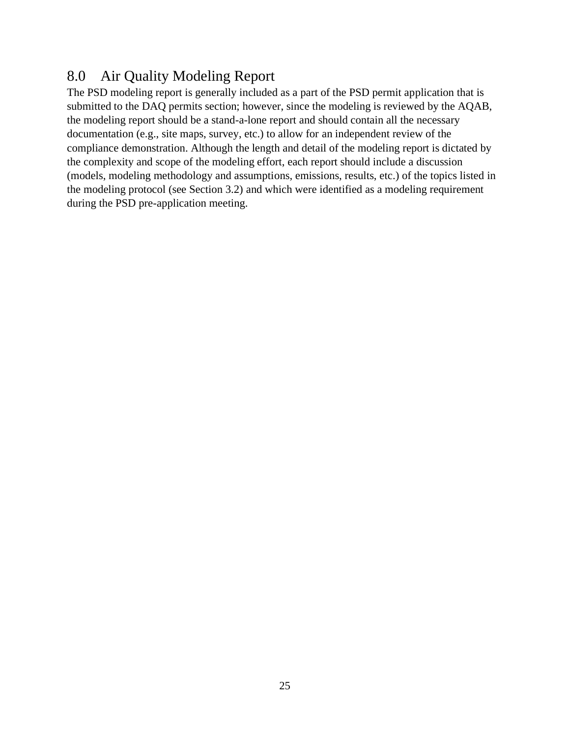## 8.0 Air Quality Modeling Report

The PSD modeling report is generally included as a part of the PSD permit application that is submitted to the DAQ permits section; however, since the modeling is reviewed by the AQAB, the modeling report should be a stand-a-lone report and should contain all the necessary documentation (e.g., site maps, survey, etc.) to allow for an independent review of the compliance demonstration. Although the length and detail of the modeling report is dictated by the complexity and scope of the modeling effort, each report should include a discussion (models, modeling methodology and assumptions, emissions, results, etc.) of the topics listed in the modeling protocol (see Section 3.2) and which were identified as a modeling requirement during the PSD pre-application meeting.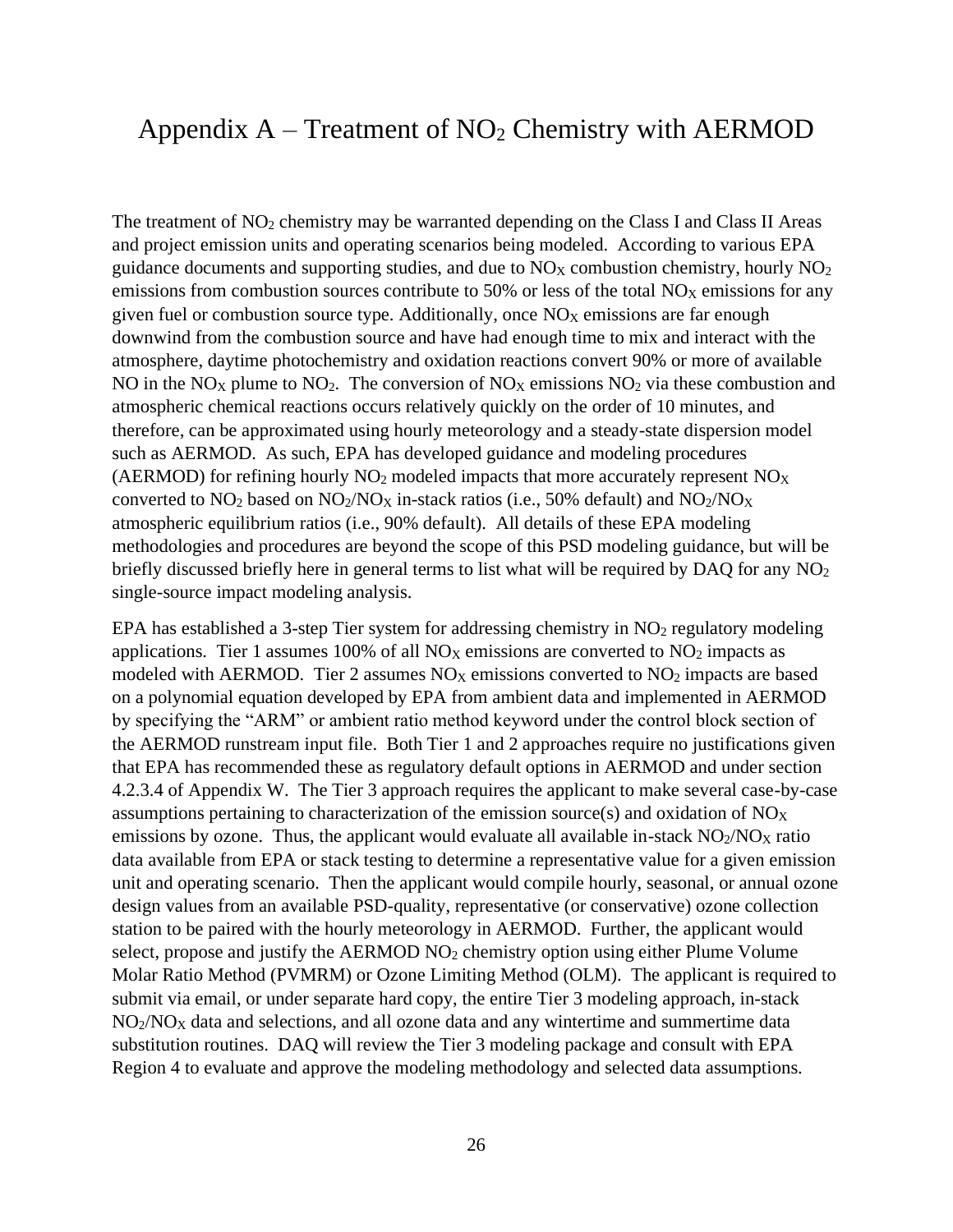# Appendix A – Treatment of $NO_2$ Chemistry with AERMOD

The treatment of $NO_2$ chemistry may be warranted depending on the Class I and Class II Areas and project emission units and operating scenarios being modeled. According to various EPA guidance documents and supporting studies, and due to $NO_X$ combustion chemistry, hourly $NO_2$ emissions from combustion sources contribute to 50% or less of the total $NO_X$ emissions for any given fuel or combustion source type. Additionally, once $NO_X$ emissions are far enough downwind from the combustion source and have had enough time to mix and interact with the atmosphere, daytime photochemistry and oxidation reactions convert 90% or more of available NO in the $NO_X$ plume to $NO_2$. The conversion of $NO_X$ emissions $NO_2$ via these combustion and atmospheric chemical reactions occurs relatively quickly on the order of 10 minutes, and therefore, can be approximated using hourly meteorology and a steady-state dispersion model such as AERMOD. As such, EPA has developed guidance and modeling procedures (AERMOD) for refining hourly $NO_2$ modeled impacts that more accurately represent $NO_X$ converted to $NO_2$ based on $NO_2/NO_X$ in-stack ratios (i.e., 50% default) and $NO_2/NO_X$ atmospheric equilibrium ratios (i.e., 90% default). All details of these EPA modeling methodologies and procedures are beyond the scope of this PSD modeling guidance, but will be briefly discussed briefly here in general terms to list what will be required by DAQ for any $NO_2$ single-source impact modeling analysis.

EPA has established a 3-step Tier system for addressing chemistry in $NO_2$ regulatory modeling applications. Tier 1 assumes 100% of all $NO_X$ emissions are converted to $NO_2$ impacts as modeled with AERMOD. Tier 2 assumes $NO_X$ emissions converted to $NO_2$ impacts are based on a polynomial equation developed by EPA from ambient data and implemented in AERMOD by specifying the "ARM" or ambient ratio method keyword under the control block section of the AERMOD runstream input file. Both Tier 1 and 2 approaches require no justifications given that EPA has recommended these as regulatory default options in AERMOD and under section 4.2.3.4 of Appendix W. The Tier 3 approach requires the applicant to make several case-by-case assumptions pertaining to characterization of the emission source(s) and oxidation of $NO_X$ emissions by ozone. Thus, the applicant would evaluate all available in-stack $NO_2/NO_X$ ratio data available from EPA or stack testing to determine a representative value for a given emission unit and operating scenario. Then the applicant would compile hourly, seasonal, or annual ozone design values from an available PSD-quality, representative (or conservative) ozone collection station to be paired with the hourly meteorology in AERMOD. Further, the applicant would select, propose and justify the AERMOD $NO_2$ chemistry option using either Plume Volume Molar Ratio Method (PVMRM) or Ozone Limiting Method (OLM). The applicant is required to submit via email, or under separate hard copy, the entire Tier 3 modeling approach, in-stack $NO_2/NO_X$ data and selections, and all ozone data and any wintertime and summertime data substitution routines. DAQ will review the Tier 3 modeling package and consult with EPA Region 4 to evaluate and approve the modeling methodology and selected data assumptions.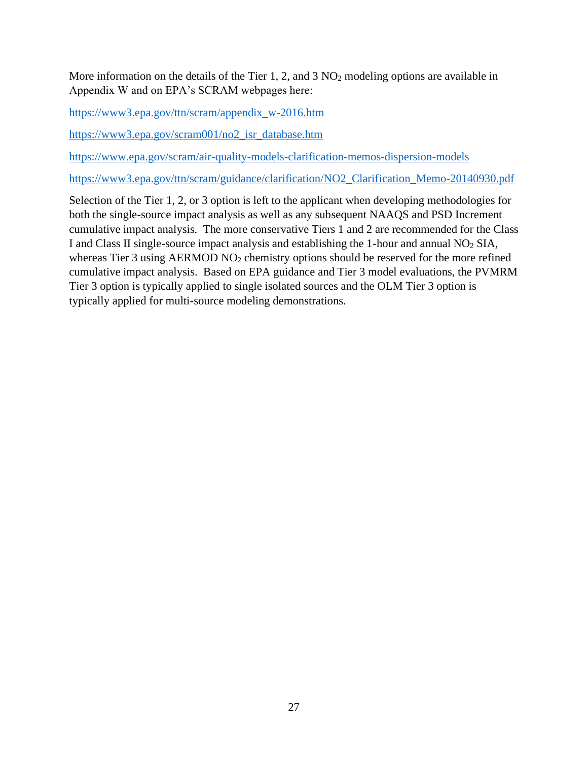More information on the details of the Tier 1, 2, and 3 $NO_2$ modeling options are available in Appendix W and on EPA's SCRAM webpages here:

https://www3.epa.gov/ttn/scram/appendix_w-2016.htm

https://www3.epa.gov/scram001/no2_isr_database.htm

https://www.epa.gov/scram/air-quality-models-clarification-memos-dispersion-models

https://www3.epa.gov/ttn/scram/guidance/clarification/NO2_Clarification_Memo-20140930.pdf

Selection of the Tier 1, 2, or 3 option is left to the applicant when developing methodologies for both the single-source impact analysis as well as any subsequent NAAQS and PSD Increment cumulative impact analysis. The more conservative Tiers 1 and 2 are recommended for the Class I and Class II single-source impact analysis and establishing the 1-hour and annual $NO_2$ SIA, whereas Tier 3 using AERMOD $NO_2$ chemistry options should be reserved for the more refined cumulative impact analysis. Based on EPA guidance and Tier 3 model evaluations, the PVMRM Tier 3 option is typically applied to single isolated sources and the OLM Tier 3 option is typically applied for multi-source modeling demonstrations.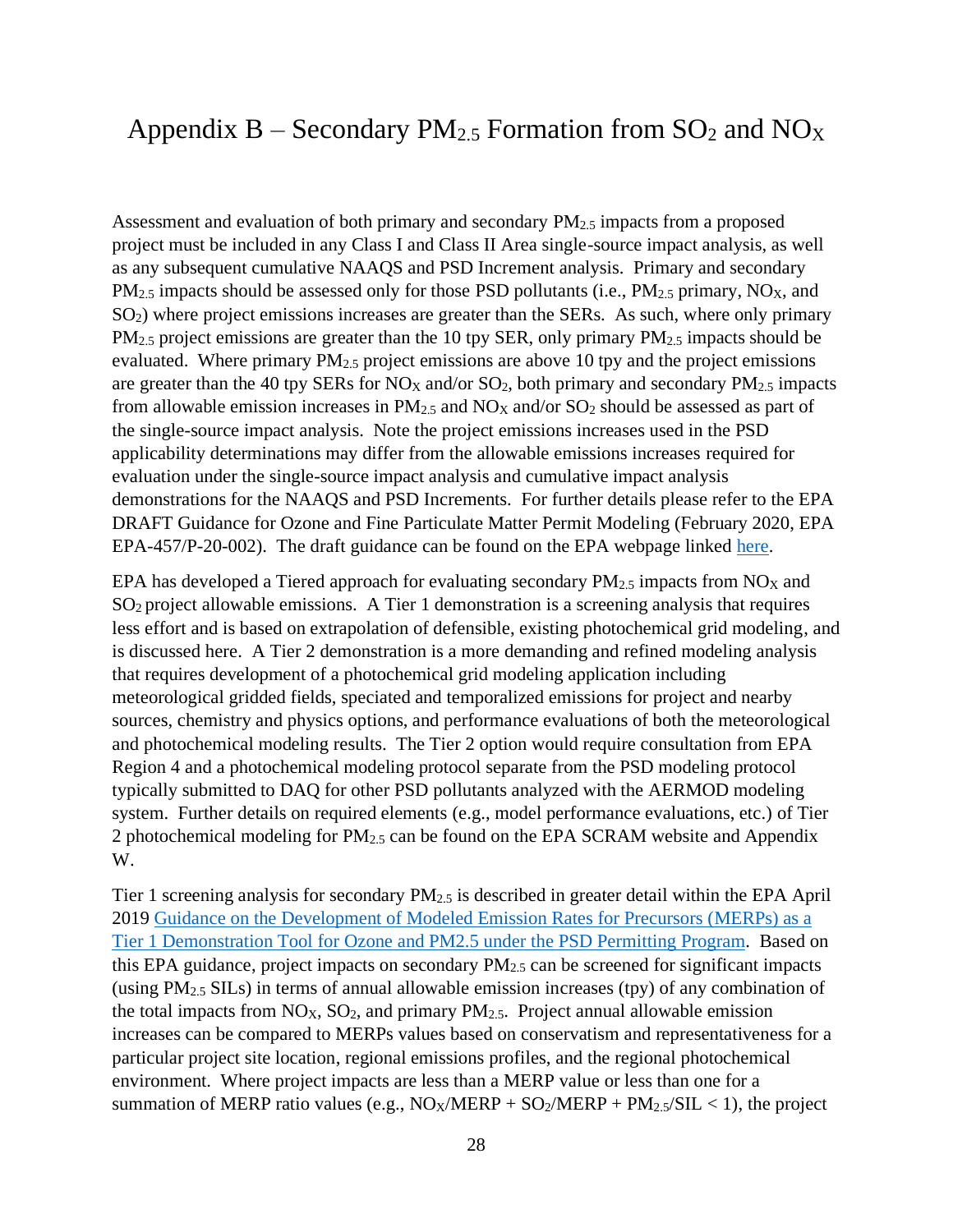# Appendix B – Secondary $PM_{2.5}$ Formation from $SO_2$ and $NO_X$

Assessment and evaluation of both primary and secondary $PM_{2.5}$ impacts from a proposed project must be included in any Class I and Class II Area single-source impact analysis, as well as any subsequent cumulative NAAQS and PSD Increment analysis. Primary and secondary $PM_{2.5}$ impacts should be assessed only for those PSD pollutants (i.e., $PM_{2.5}$ primary, $NO_X$, and $SO_2$) where project emissions increases are greater than the SERs. As such, where only primary $PM_{2.5}$ project emissions are greater than the 10 tpy SER, only primary $PM_{2.5}$ impacts should be evaluated. Where primary $PM_{2.5}$ project emissions are above 10 tpy and the project emissions are greater than the 40 tpy SERs for $NO_X$ and/or $SO_2$, both primary and secondary $PM_{2.5}$ impacts from allowable emission increases in $PM_{2.5}$ and $NO_X$ and/or $SO_2$ should be assessed as part of the single-source impact analysis. Note the project emissions increases used in the PSD applicability determinations may differ from the allowable emissions increases required for evaluation under the single-source impact analysis and cumulative impact analysis demonstrations for the NAAQS and PSD Increments. For further details please refer to the EPA DRAFT Guidance for Ozone and Fine Particulate Matter Permit Modeling (February 2020, EPA EPA-457/P-20-002). The draft guidance can be found on the EPA webpage linked here.

EPA has developed a Tiered approach for evaluating secondary $PM_{2.5}$ impacts from $NO_X$ and $SO_2$ project allowable emissions. A Tier 1 demonstration is a screening analysis that requires less effort and is based on extrapolation of defensible, existing photochemical grid modeling, and is discussed here. A Tier 2 demonstration is a more demanding and refined modeling analysis that requires development of a photochemical grid modeling application including meteorological gridded fields, speciated and temporalized emissions for project and nearby sources, chemistry and physics options, and performance evaluations of both the meteorological and photochemical modeling results. The Tier 2 option would require consultation from EPA Region 4 and a photochemical modeling protocol separate from the PSD modeling protocol typically submitted to DAQ for other PSD pollutants analyzed with the AERMOD modeling system. Further details on required elements (e.g., model performance evaluations, etc.) of Tier 2 photochemical modeling for $PM_{2.5}$ can be found on the EPA SCRAM website and Appendix W.

Tier 1 screening analysis for secondary $PM_{2.5}$ is described in greater detail within the EPA April 2019 Guidance on the Development of Modeled Emission Rates for Precursors (MERPs) as a Tier 1 Demonstration Tool for Ozone and PM2.5 under the PSD Permitting Program. Based on this EPA guidance, project impacts on secondary $PM_{2.5}$ can be screened for significant impacts (using $PM_{2.5}$ SILs) in terms of annual allowable emission increases (tpy) of any combination of the total impacts from $NO_X$, $SO_2$, and primary $PM_{2.5}$. Project annual allowable emission increases can be compared to MERPs values based on conservatism and representativeness for a particular project site location, regional emissions profiles, and the regional photochemical environment. Where project impacts are less than a MERP value or less than one for a summation of MERP ratio values (e.g., $NO_X/MERP + SO_2/MERP + PM_{2.5}/SIL < 1$), the project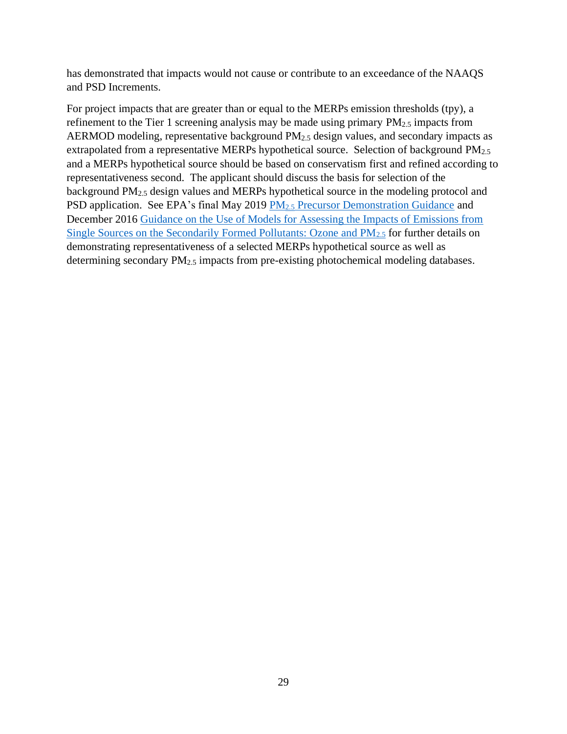has demonstrated that impacts would not cause or contribute to an exceedance of the NAAQS and PSD Increments.

For project impacts that are greater than or equal to the MERPs emission thresholds (tpy), a refinement to the Tier 1 screening analysis may be made using primary $PM_{2.5}$ impacts from AERMOD modeling, representative background $PM_{2.5}$ design values, and secondary impacts as extrapolated from a representative MERPs hypothetical source. Selection of background $PM_{2.5}$ and a MERPs hypothetical source should be based on conservatism first and refined according to representativeness second. The applicant should discuss the basis for selection of the background $PM_{2.5}$ design values and MERPs hypothetical source in the modeling protocol and PSD application. See EPA's final May 2019 $PM_{2.5}$ Precursor Demonstration Guidance and December 2016 Guidance on the Use of Models for Assessing the Impacts of Emissions from Single Sources on the Secondarily Formed Pollutants: Ozone and $PM_{2.5}$ for further details on demonstrating representativeness of a selected MERPs hypothetical source as well as determining secondary $PM_{2.5}$ impacts from pre-existing photochemical modeling databases.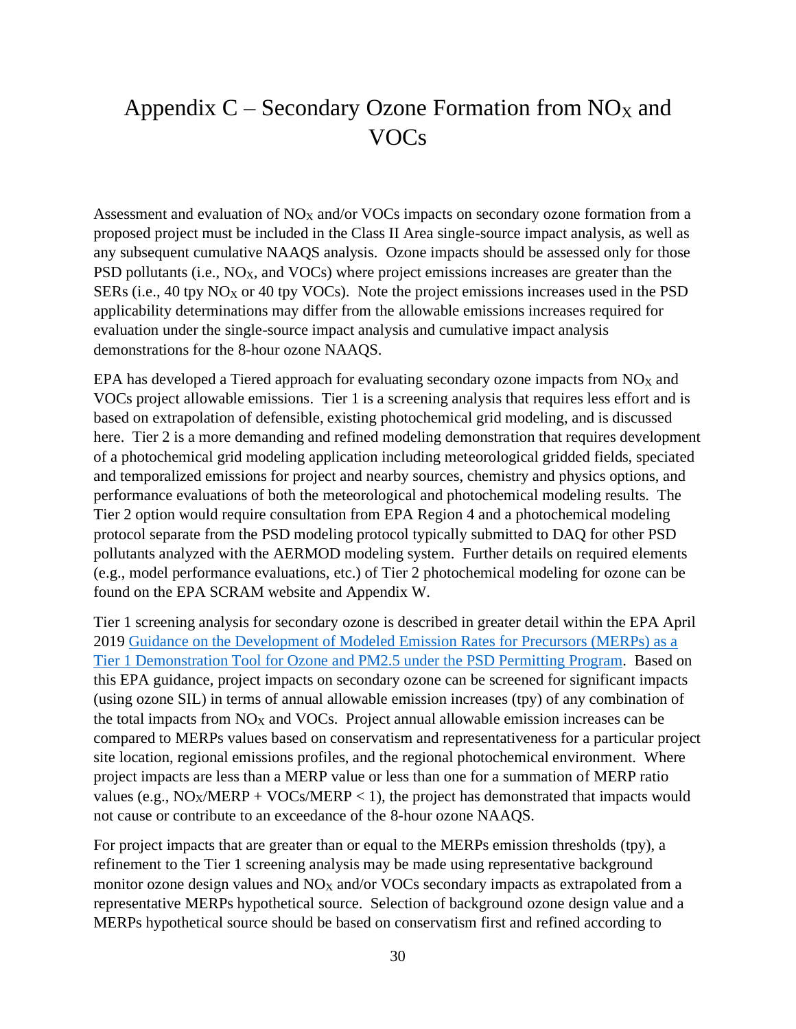# Appendix C – Secondary Ozone Formation from $NO_X$ and VOCs

Assessment and evaluation of $NO_X$ and/or VOCs impacts on secondary ozone formation from a proposed project must be included in the Class II Area single-source impact analysis, as well as any subsequent cumulative NAAQS analysis. Ozone impacts should be assessed only for those PSD pollutants (i.e., $NO_X$, and VOCs) where project emissions increases are greater than the SERs (i.e., 40 tpy $NO_X$ or 40 tpy VOCs). Note the project emissions increases used in the PSD applicability determinations may differ from the allowable emissions increases required for evaluation under the single-source impact analysis and cumulative impact analysis demonstrations for the 8-hour ozone NAAQS.

EPA has developed a Tiered approach for evaluating secondary ozone impacts from $NO_X$ and VOCs project allowable emissions. Tier 1 is a screening analysis that requires less effort and is based on extrapolation of defensible, existing photochemical grid modeling, and is discussed here. Tier 2 is a more demanding and refined modeling demonstration that requires development of a photochemical grid modeling application including meteorological gridded fields, speciated and temporalized emissions for project and nearby sources, chemistry and physics options, and performance evaluations of both the meteorological and photochemical modeling results. The Tier 2 option would require consultation from EPA Region 4 and a photochemical modeling protocol separate from the PSD modeling protocol typically submitted to DAQ for other PSD pollutants analyzed with the AERMOD modeling system. Further details on required elements (e.g., model performance evaluations, etc.) of Tier 2 photochemical modeling for ozone can be found on the EPA SCRAM website and Appendix W.

Tier 1 screening analysis for secondary ozone is described in greater detail within the EPA April 2019 Guidance on the Development of Modeled Emission Rates for Precursors (MERPs) as a Tier 1 Demonstration Tool for Ozone and PM2.5 under the PSD Permitting Program. Based on this EPA guidance, project impacts on secondary ozone can be screened for significant impacts (using ozone SIL) in terms of annual allowable emission increases (tpy) of any combination of the total impacts from $NO_X$ and VOCs. Project annual allowable emission increases can be compared to MERPs values based on conservatism and representativeness for a particular project site location, regional emissions profiles, and the regional photochemical environment. Where project impacts are less than a MERP value or less than one for a summation of MERP ratio values (e.g., $NO_X/MERP + VOCs/MERP < 1$), the project has demonstrated that impacts would not cause or contribute to an exceedance of the 8-hour ozone NAAQS.

For project impacts that are greater than or equal to the MERPs emission thresholds (tpy), a refinement to the Tier 1 screening analysis may be made using representative background monitor ozone design values and $NO_X$ and/or VOCs secondary impacts as extrapolated from a representative MERPs hypothetical source. Selection of background ozone design value and a MERPs hypothetical source should be based on conservatism first and refined according to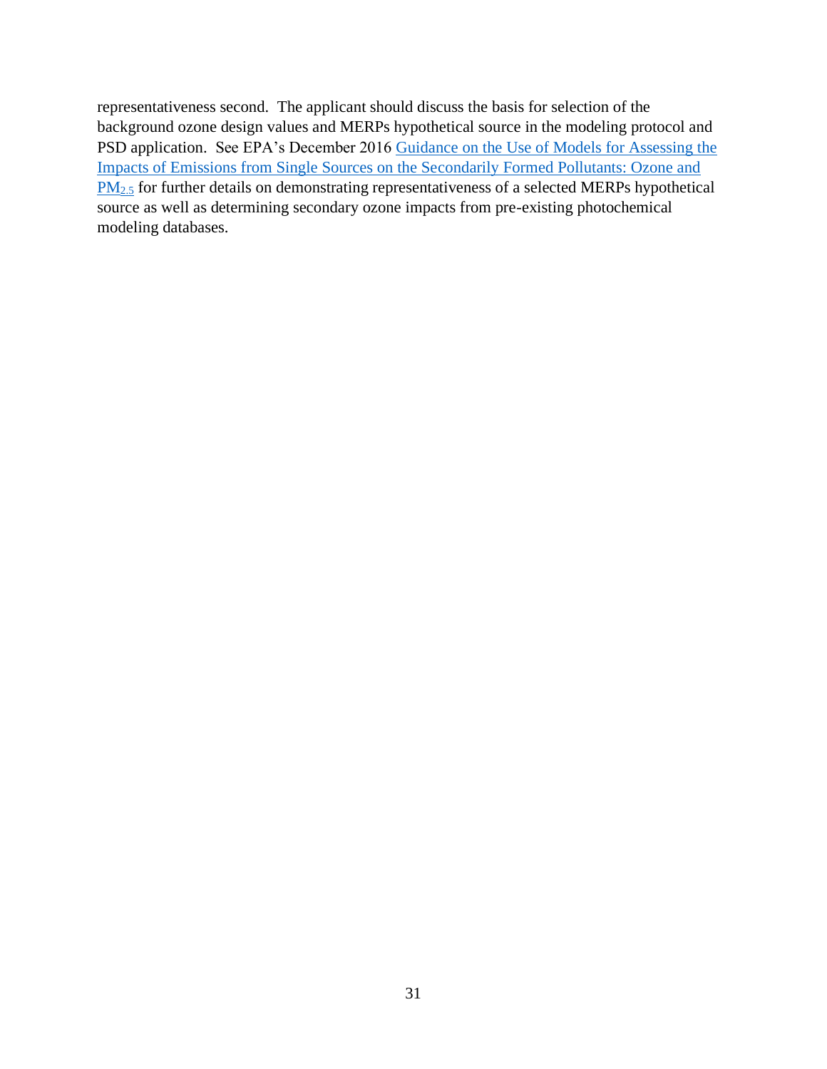representativeness second. The applicant should discuss the basis for selection of the background ozone design values and MERPs hypothetical source in the modeling protocol and PSD application. See EPA's December 2016 Guidance on the Use of Models for Assessing the Impacts of Emissions from Single Sources on the Secondarily Formed Pollutants: Ozone and $PM_{2.5}$ for further details on demonstrating representativeness of a selected MERPs hypothetical source as well as determining secondary ozone impacts from pre-existing photochemical modeling databases.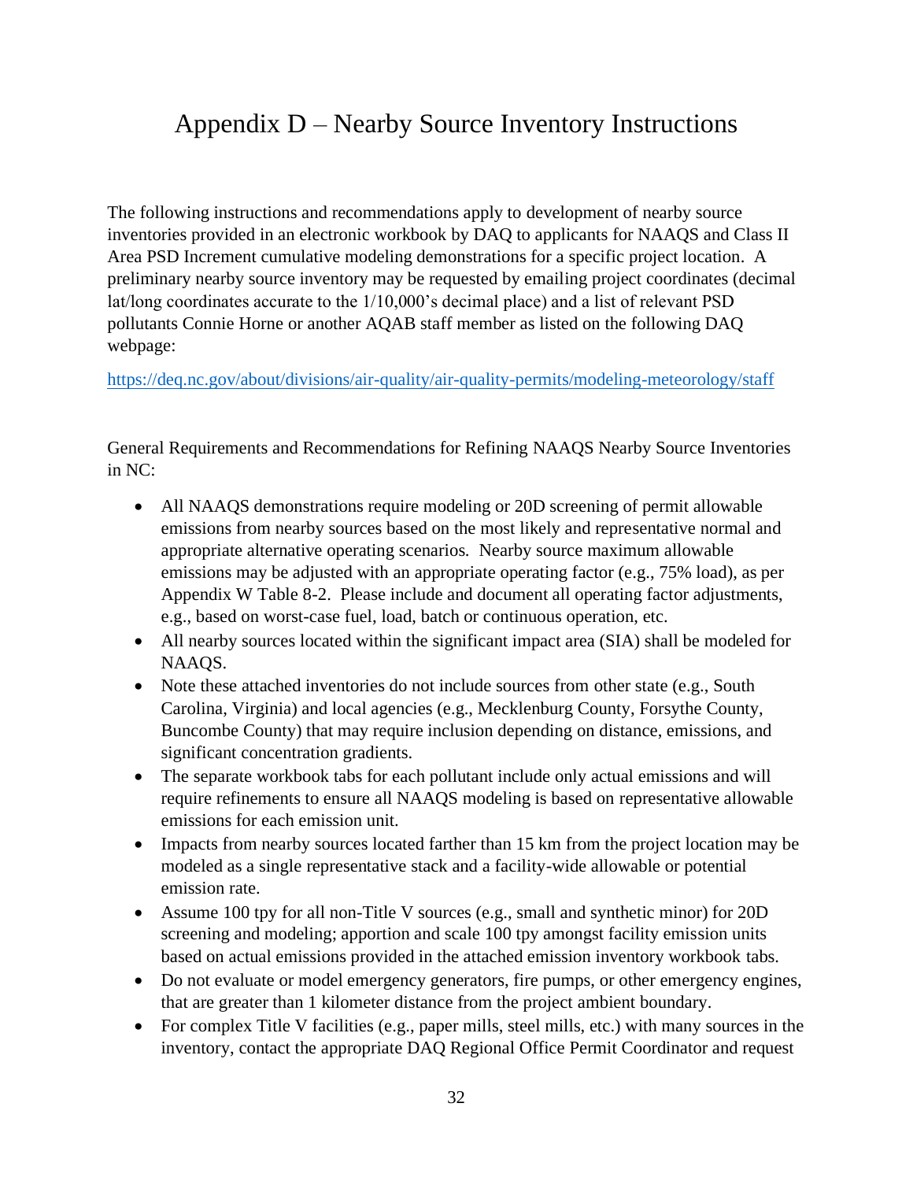# Appendix D – Nearby Source Inventory Instructions

The following instructions and recommendations apply to development of nearby source inventories provided in an electronic workbook by DAQ to applicants for NAAQS and Class II Area PSD Increment cumulative modeling demonstrations for a specific project location. A preliminary nearby source inventory may be requested by emailing project coordinates (decimal lat/long coordinates accurate to the 1/10,000's decimal place) and a list of relevant PSD pollutants Connie Horne or another AQAB staff member as listed on the following DAQ webpage:

https://deq.nc.gov/about/divisions/air-quality/air-quality-permits/modeling-meteorology/staff

General Requirements and Recommendations for Refining NAAQS Nearby Source Inventories in NC:

- All NAAQS demonstrations require modeling or 20D screening of permit allowable emissions from nearby sources based on the most likely and representative normal and appropriate alternative operating scenarios. Nearby source maximum allowable emissions may be adjusted with an appropriate operating factor (e.g., 75% load), as per Appendix W Table 8-2. Please include and document all operating factor adjustments, e.g., based on worst-case fuel, load, batch or continuous operation, etc.
- All nearby sources located within the significant impact area (SIA) shall be modeled for NAAQS.
- Note these attached inventories do not include sources from other state (e.g., South Carolina, Virginia) and local agencies (e.g., Mecklenburg County, Forsythe County, Buncombe County) that may require inclusion depending on distance, emissions, and significant concentration gradients.
- The separate workbook tabs for each pollutant include only actual emissions and will require refinements to ensure all NAAQS modeling is based on representative allowable emissions for each emission unit.
- Impacts from nearby sources located farther than 15 km from the project location may be modeled as a single representative stack and a facility-wide allowable or potential emission rate.
- Assume 100 tpy for all non-Title V sources (e.g., small and synthetic minor) for 20D screening and modeling; apportion and scale 100 tpy amongst facility emission units based on actual emissions provided in the attached emission inventory workbook tabs.
- Do not evaluate or model emergency generators, fire pumps, or other emergency engines, that are greater than 1 kilometer distance from the project ambient boundary.
- For complex Title V facilities (e.g., paper mills, steel mills, etc.) with many sources in the inventory, contact the appropriate DAQ Regional Office Permit Coordinator and request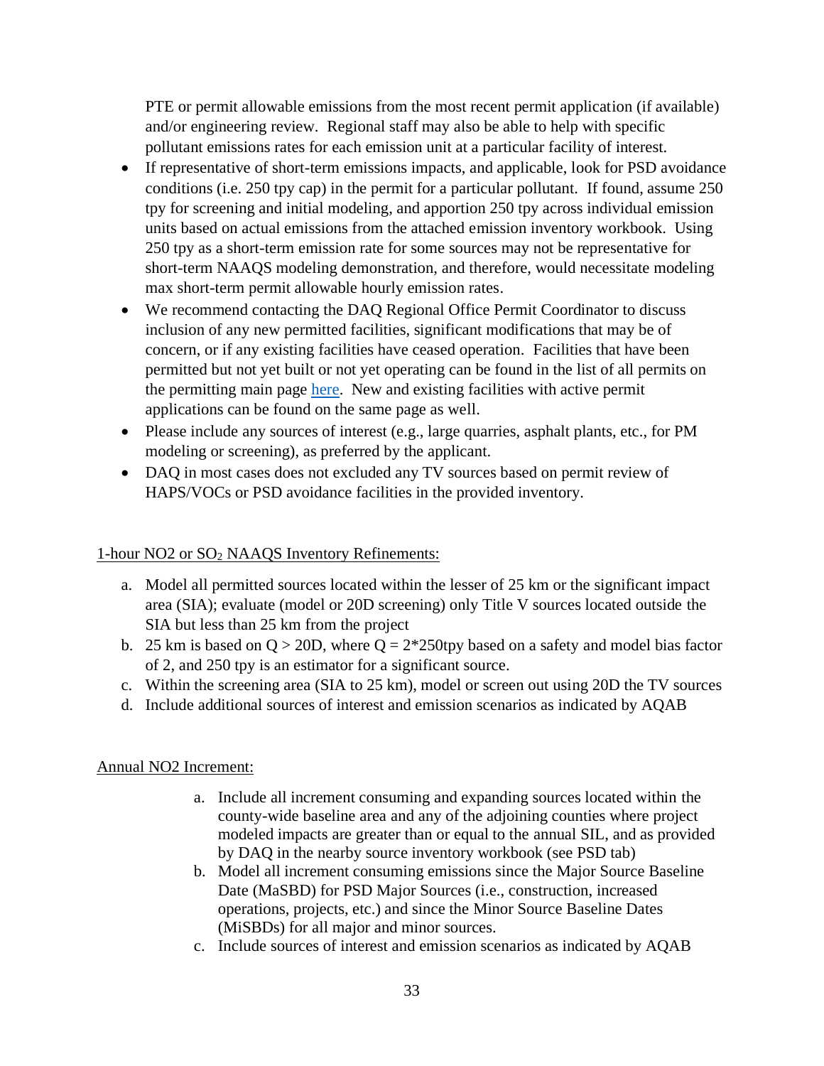PTE or permit allowable emissions from the most recent permit application (if available) and/or engineering review. Regional staff may also be able to help with specific pollutant emissions rates for each emission unit at a particular facility of interest.

- If representative of short-term emissions impacts, and applicable, look for PSD avoidance conditions (i.e. 250 tpy cap) in the permit for a particular pollutant. If found, assume 250 tpy for screening and initial modeling, and apportion 250 tpy across individual emission units based on actual emissions from the attached emission inventory workbook. Using 250 tpy as a short-term emission rate for some sources may not be representative for short-term NAAQS modeling demonstration, and therefore, would necessitate modeling max short-term permit allowable hourly emission rates.
- We recommend contacting the DAQ Regional Office Permit Coordinator to discuss inclusion of any new permitted facilities, significant modifications that may be of concern, or if any existing facilities have ceased operation. Facilities that have been permitted but not yet built or not yet operating can be found in the list of all permits on the permitting main page here. New and existing facilities with active permit applications can be found on the same page as well.
- Please include any sources of interest (e.g., large quarries, asphalt plants, etc., for PM modeling or screening), as preferred by the applicant.
- DAQ in most cases does not excluded any TV sources based on permit review of HAPS/VOCs or PSD avoidance facilities in the provided inventory.

<u>1-hour NO2 or $SO_2$ NAAQS Inventory Refinements:</u>

a. Model all permitted sources located within the lesser of 25 km or the significant impact area (SIA); evaluate (model or 20D screening) only Title V sources located outside the SIA but less than 25 km from the project
b. 25 km is based on $Q > 20D$, where $Q = 2*250$tpy based on a safety and model bias factor of 2, and 250 tpy is an estimator for a significant source.
c. Within the screening area (SIA to 25 km), model or screen out using 20D the TV sources
d. Include additional sources of interest and emission scenarios as indicated by AQAB

<u>Annual NO2 Increment:</u>

a. Include all increment consuming and expanding sources located within the county-wide baseline area and any of the adjoining counties where project modeled impacts are greater than or equal to the annual SIL, and as provided by DAQ in the nearby source inventory workbook (see PSD tab)
b. Model all increment consuming emissions since the Major Source Baseline Date (MaSBD) for PSD Major Sources (i.e., construction, increased operations, projects, etc.) and since the Minor Source Baseline Dates (MiSBDs) for all major and minor sources.
c. Include sources of interest and emission scenarios as indicated by AQAB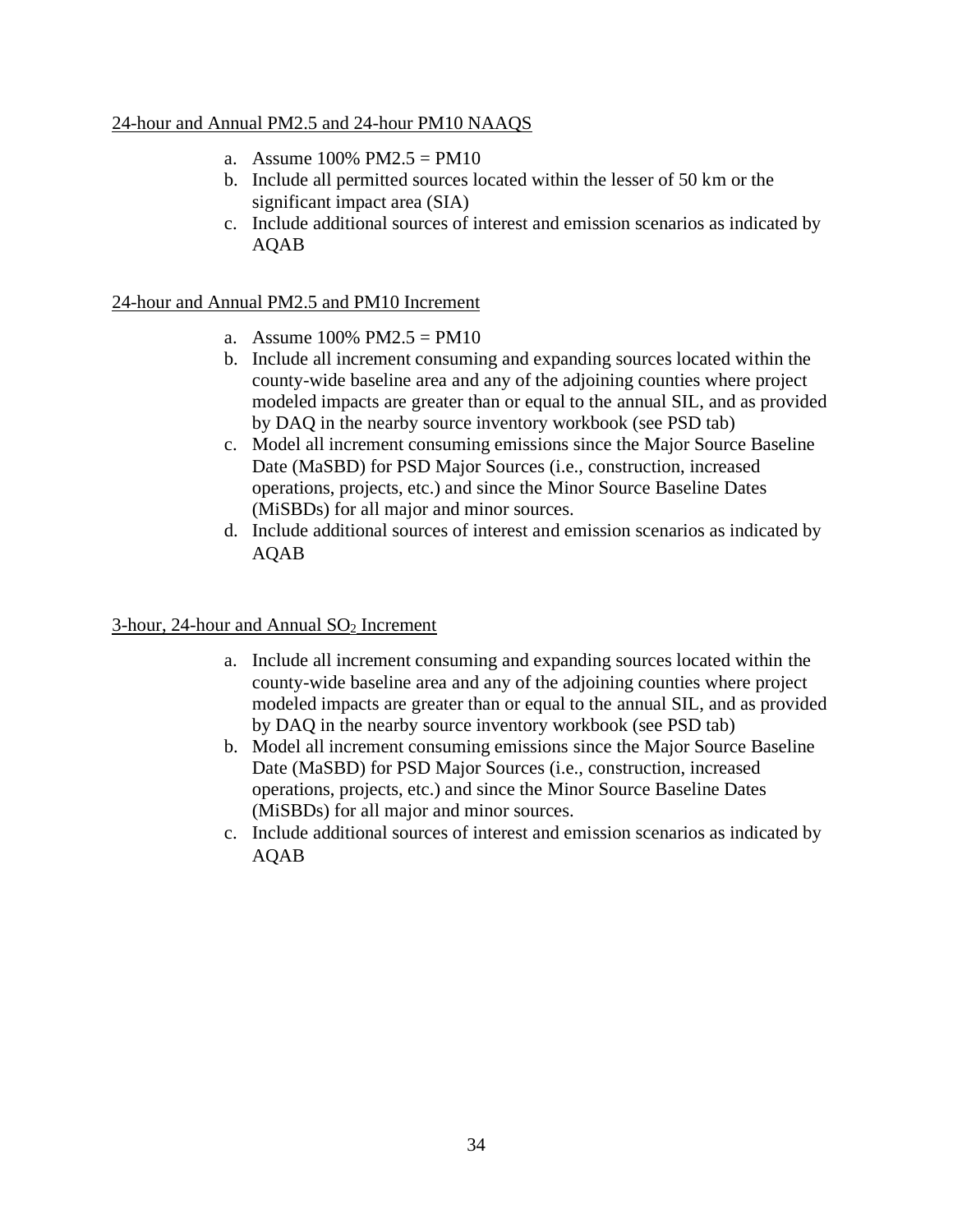<u>24-hour and Annual PM2.5 and 24-hour PM10 NAAQS</u>

a. Assume 100% PM2.5 = PM10
b. Include all permitted sources located within the lesser of 50 km or the significant impact area (SIA)
c. Include additional sources of interest and emission scenarios as indicated by AQAB

<u>24-hour and Annual PM2.5 and PM10 Increment</u>

a. Assume 100% PM2.5 = PM10
b. Include all increment consuming and expanding sources located within the county-wide baseline area and any of the adjoining counties where project modeled impacts are greater than or equal to the annual SIL, and as provided by DAQ in the nearby source inventory workbook (see PSD tab)
c. Model all increment consuming emissions since the Major Source Baseline Date (MaSBD) for PSD Major Sources (i.e., construction, increased operations, projects, etc.) and since the Minor Source Baseline Dates (MiSBDs) for all major and minor sources.
d. Include additional sources of interest and emission scenarios as indicated by AQAB

<u>3-hour, 24-hour and Annual $SO_2$ Increment</u>

a. Include all increment consuming and expanding sources located within the county-wide baseline area and any of the adjoining counties where project modeled impacts are greater than or equal to the annual SIL, and as provided by DAQ in the nearby source inventory workbook (see PSD tab)
b. Model all increment consuming emissions since the Major Source Baseline Date (MaSBD) for PSD Major Sources (i.e., construction, increased operations, projects, etc.) and since the Minor Source Baseline Dates (MiSBDs) for all major and minor sources.
c. Include additional sources of interest and emission scenarios as indicated by AQAB